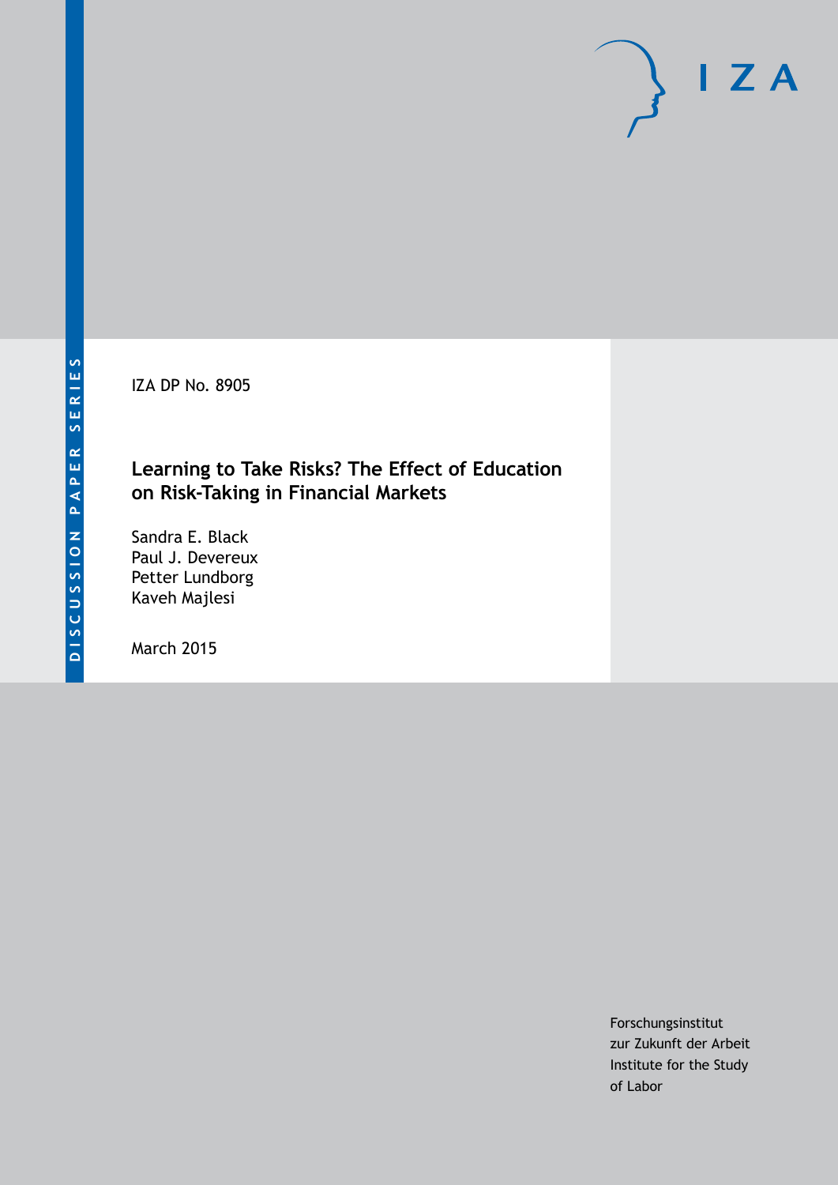DISCUSSION PAPER SERIES

IZA DP No. 8905

# Learning to Take Risks? The Effect of Education on Risk-Taking in Financial Markets

Sandra E. Black
Paul J. Devereux
Petter Lundborg
Kaveh Majlesi

March 2015

Forschungsinstitut
zur Zukunft der Arbeit
Institute for the Study
of Labor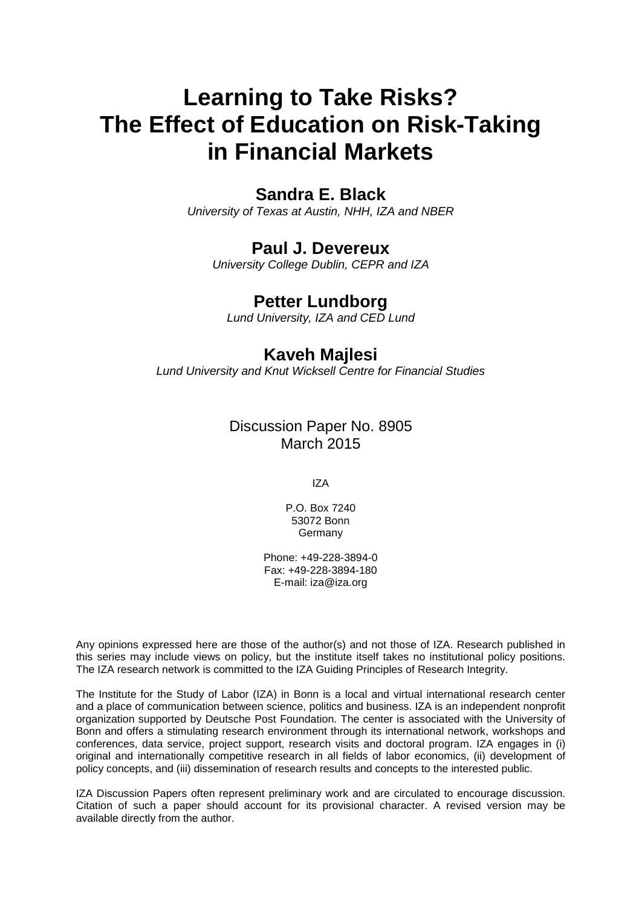# Learning to Take Risks? The Effect of Education on Risk-Taking in Financial Markets

**Sandra E. Black**
*University of Texas at Austin, NHH, IZA and NBER*

**Paul J. Devereux**
*University College Dublin, CEPR and IZA*

**Petter Lundborg**
*Lund University, IZA and CED Lund*

**Kaveh Majlesi**
*Lund University and Knut Wicksell Centre for Financial Studies*

Discussion Paper No. 8905
March 2015

IZA

P.O. Box 7240
53072 Bonn
Germany

Phone: +49-228-3894-0
Fax: +49-228-3894-180
E-mail: iza@iza.org

Any opinions expressed here are those of the author(s) and not those of IZA. Research published in this series may include views on policy, but the institute itself takes no institutional policy positions. The IZA research network is committed to the IZA Guiding Principles of Research Integrity.

The Institute for the Study of Labor (IZA) in Bonn is a local and virtual international research center and a place of communication between science, politics and business. IZA is an independent nonprofit organization supported by Deutsche Post Foundation. The center is associated with the University of Bonn and offers a stimulating research environment through its international network, workshops and conferences, data service, project support, research visits and doctoral program. IZA engages in (i) original and internationally competitive research in all fields of labor economics, (ii) development of policy concepts, and (iii) dissemination of research results and concepts to the interested public.

IZA Discussion Papers often represent preliminary work and are circulated to encourage discussion. Citation of such a paper should account for its provisional character. A revised version may be available directly from the author.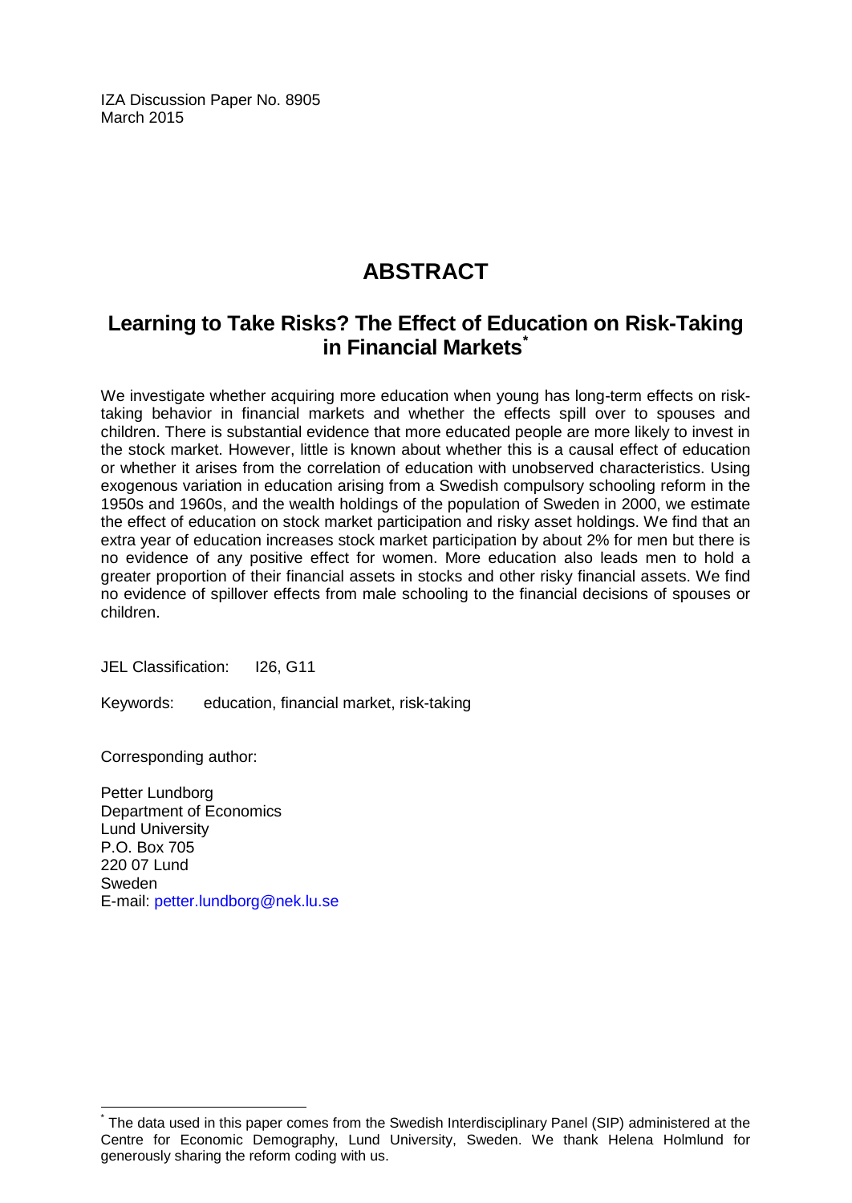IZA Discussion Paper No. 8905
March 2015

# ABSTRACT

## Learning to Take Risks? The Effect of Education on Risk-Taking in Financial Markets[*]

We investigate whether acquiring more education when young has long-term effects on risk-taking behavior in financial markets and whether the effects spill over to spouses and children. There is substantial evidence that more educated people are more likely to invest in the stock market. However, little is known about whether this is a causal effect of education or whether it arises from the correlation of education with unobserved characteristics. Using exogenous variation in education arising from a Swedish compulsory schooling reform in the 1950s and 1960s, and the wealth holdings of the population of Sweden in 2000, we estimate the effect of education on stock market participation and risky asset holdings. We find that an extra year of education increases stock market participation by about 2% for men but there is no evidence of any positive effect for women. More education also leads men to hold a greater proportion of their financial assets in stocks and other risky financial assets. We find no evidence of spillover effects from male schooling to the financial decisions of spouses or children.

JEL Classification: I26, G11

Keywords: education, financial market, risk-taking

Corresponding author:

Petter Lundborg
Department of Economics
Lund University
P.O. Box 705
220 07 Lund
Sweden
E-mail: petter.lundborg@nek.lu.se

[*] The data used in this paper comes from the Swedish Interdisciplinary Panel (SIP) administered at the Centre for Economic Demography, Lund University, Sweden. We thank Helena Holmlund for generously sharing the reform coding with us.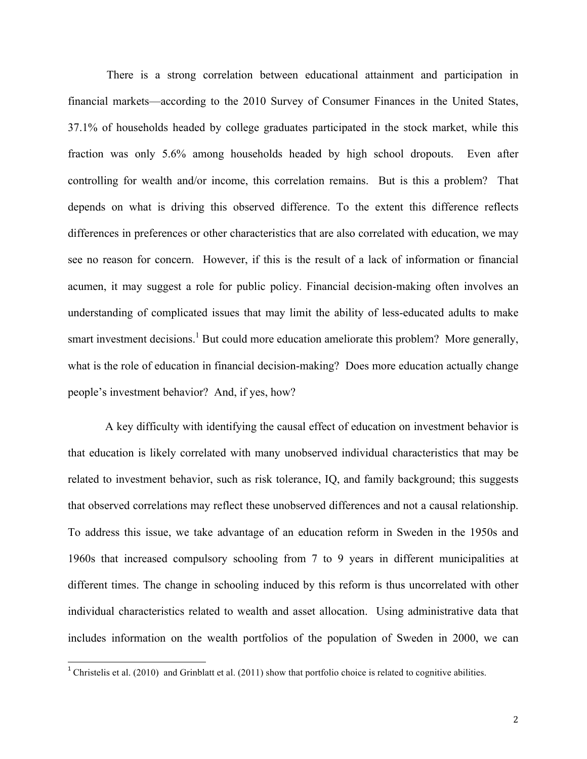There is a strong correlation between educational attainment and participation in financial markets—according to the 2010 Survey of Consumer Finances in the United States, 37.1% of households headed by college graduates participated in the stock market, while this fraction was only 5.6% among households headed by high school dropouts. Even after controlling for wealth and/or income, this correlation remains. But is this a problem? That depends on what is driving this observed difference. To the extent this difference reflects differences in preferences or other characteristics that are also correlated with education, we may see no reason for concern. However, if this is the result of a lack of information or financial acumen, it may suggest a role for public policy. Financial decision-making often involves an understanding of complicated issues that may limit the ability of less-educated adults to make smart investment decisions.[1] But could more education ameliorate this problem? More generally, what is the role of education in financial decision-making? Does more education actually change people's investment behavior? And, if yes, how?

A key difficulty with identifying the causal effect of education on investment behavior is that education is likely correlated with many unobserved individual characteristics that may be related to investment behavior, such as risk tolerance, IQ, and family background; this suggests that observed correlations may reflect these unobserved differences and not a causal relationship. To address this issue, we take advantage of an education reform in Sweden in the 1950s and 1960s that increased compulsory schooling from 7 to 9 years in different municipalities at different times. The change in schooling induced by this reform is thus uncorrelated with other individual characteristics related to wealth and asset allocation. Using administrative data that includes information on the wealth portfolios of the population of Sweden in 2000, we can

[1] Christelis et al. (2010) and Grinblatt et al. (2011) show that portfolio choice is related to cognitive abilities.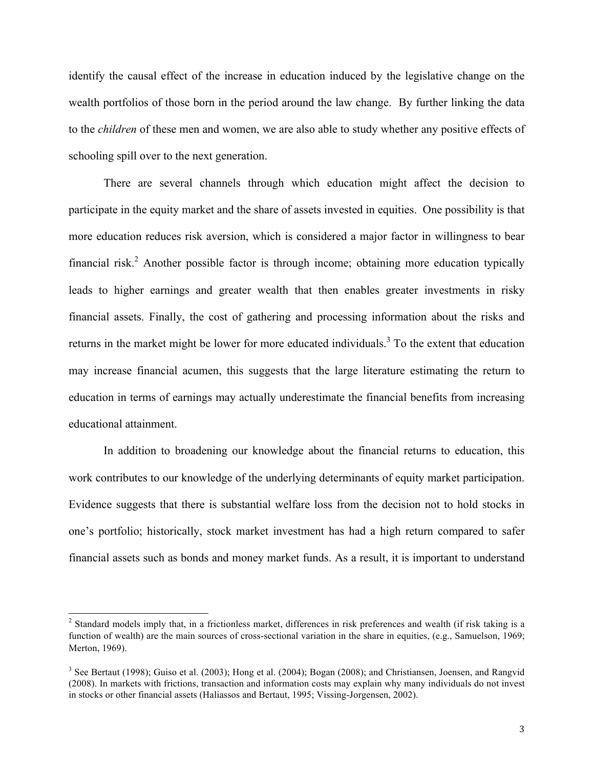identify the causal effect of the increase in education induced by the legislative change on the wealth portfolios of those born in the period around the law change. By further linking the data to the *children* of these men and women, we are also able to study whether any positive effects of schooling spill over to the next generation.

There are several channels through which education might affect the decision to participate in the equity market and the share of assets invested in equities. One possibility is that more education reduces risk aversion, which is considered a major factor in willingness to bear financial risk.[2] Another possible factor is through income; obtaining more education typically leads to higher earnings and greater wealth that then enables greater investments in risky financial assets. Finally, the cost of gathering and processing information about the risks and returns in the market might be lower for more educated individuals.[3] To the extent that education may increase financial acumen, this suggests that the large literature estimating the return to education in terms of earnings may actually underestimate the financial benefits from increasing educational attainment.

In addition to broadening our knowledge about the financial returns to education, this work contributes to our knowledge of the underlying determinants of equity market participation. Evidence suggests that there is substantial welfare loss from the decision not to hold stocks in one's portfolio; historically, stock market investment has had a high return compared to safer financial assets such as bonds and money market funds. As a result, it is important to understand

---

[2] Standard models imply that, in a frictionless market, differences in risk preferences and wealth (if risk taking is a function of wealth) are the main sources of cross-sectional variation in the share in equities, (e.g., Samuelson, 1969; Merton, 1969).

[3] See Bertaut (1998); Guiso et al. (2003); Hong et al. (2004); Bogan (2008); and Christiansen, Joensen, and Rangvid (2008). In markets with frictions, transaction and information costs may explain why many individuals do not invest in stocks or other financial assets (Haliassos and Bertaut, 1995; Vissing-Jorgensen, 2002).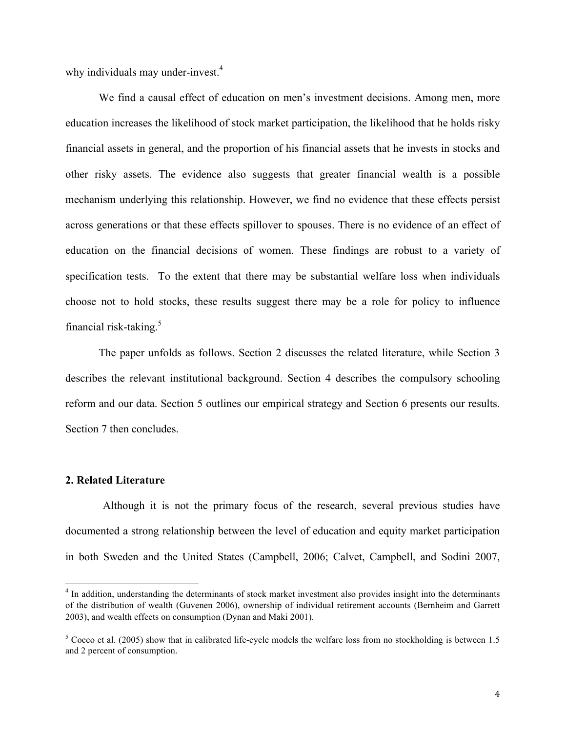why individuals may under-invest.[4]

We find a causal effect of education on men's investment decisions. Among men, more education increases the likelihood of stock market participation, the likelihood that he holds risky financial assets in general, and the proportion of his financial assets that he invests in stocks and other risky assets. The evidence also suggests that greater financial wealth is a possible mechanism underlying this relationship. However, we find no evidence that these effects persist across generations or that these effects spillover to spouses. There is no evidence of an effect of education on the financial decisions of women. These findings are robust to a variety of specification tests. To the extent that there may be substantial welfare loss when individuals choose not to hold stocks, these results suggest there may be a role for policy to influence financial risk-taking.[5]

The paper unfolds as follows. Section 2 discusses the related literature, while Section 3 describes the relevant institutional background. Section 4 describes the compulsory schooling reform and our data. Section 5 outlines our empirical strategy and Section 6 presents our results. Section 7 then concludes.

## 2. Related Literature

Although it is not the primary focus of the research, several previous studies have documented a strong relationship between the level of education and equity market participation in both Sweden and the United States (Campbell, 2006; Calvet, Campbell, and Sodini 2007,

[4] In addition, understanding the determinants of stock market investment also provides insight into the determinants of the distribution of wealth (Guvenen 2006), ownership of individual retirement accounts (Bernheim and Garrett 2003), and wealth effects on consumption (Dynan and Maki 2001).

[5] Cocco et al. (2005) show that in calibrated life-cycle models the welfare loss from no stockholding is between 1.5 and 2 percent of consumption.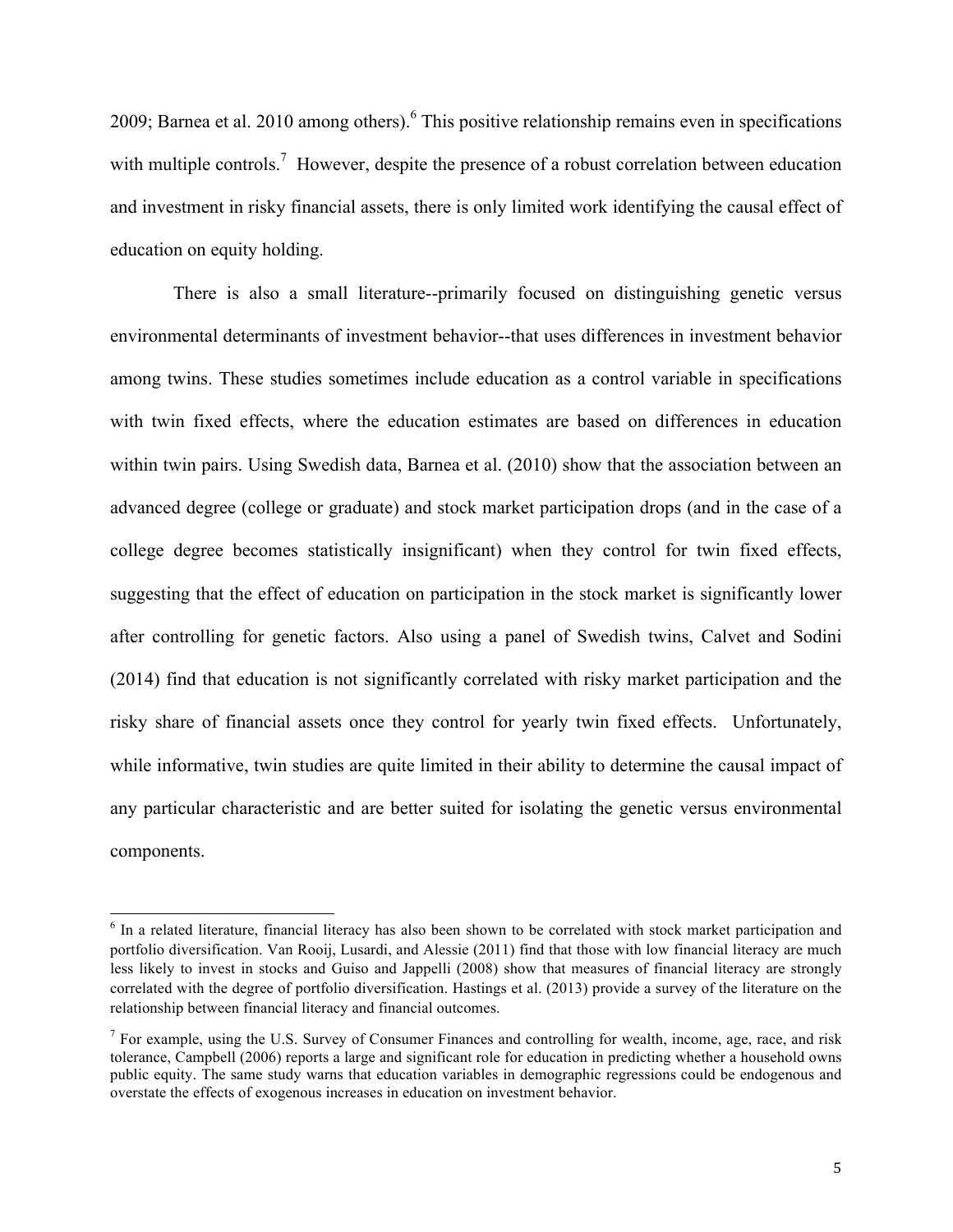2009; Barnea et al. 2010 among others).[6] This positive relationship remains even in specifications with multiple controls.[7] However, despite the presence of a robust correlation between education and investment in risky financial assets, there is only limited work identifying the causal effect of education on equity holding.

There is also a small literature--primarily focused on distinguishing genetic versus environmental determinants of investment behavior--that uses differences in investment behavior among twins. These studies sometimes include education as a control variable in specifications with twin fixed effects, where the education estimates are based on differences in education within twin pairs. Using Swedish data, Barnea et al. (2010) show that the association between an advanced degree (college or graduate) and stock market participation drops (and in the case of a college degree becomes statistically insignificant) when they control for twin fixed effects, suggesting that the effect of education on participation in the stock market is significantly lower after controlling for genetic factors. Also using a panel of Swedish twins, Calvet and Sodini (2014) find that education is not significantly correlated with risky market participation and the risky share of financial assets once they control for yearly twin fixed effects. Unfortunately, while informative, twin studies are quite limited in their ability to determine the causal impact of any particular characteristic and are better suited for isolating the genetic versus environmental components.

[6] In a related literature, financial literacy has also been shown to be correlated with stock market participation and portfolio diversification. Van Rooij, Lusardi, and Alessie (2011) find that those with low financial literacy are much less likely to invest in stocks and Guiso and Jappelli (2008) show that measures of financial literacy are strongly correlated with the degree of portfolio diversification. Hastings et al. (2013) provide a survey of the literature on the relationship between financial literacy and financial outcomes.

[7] For example, using the U.S. Survey of Consumer Finances and controlling for wealth, income, age, race, and risk tolerance, Campbell (2006) reports a large and significant role for education in predicting whether a household owns public equity. The same study warns that education variables in demographic regressions could be endogenous and overstate the effects of exogenous increases in education on investment behavior.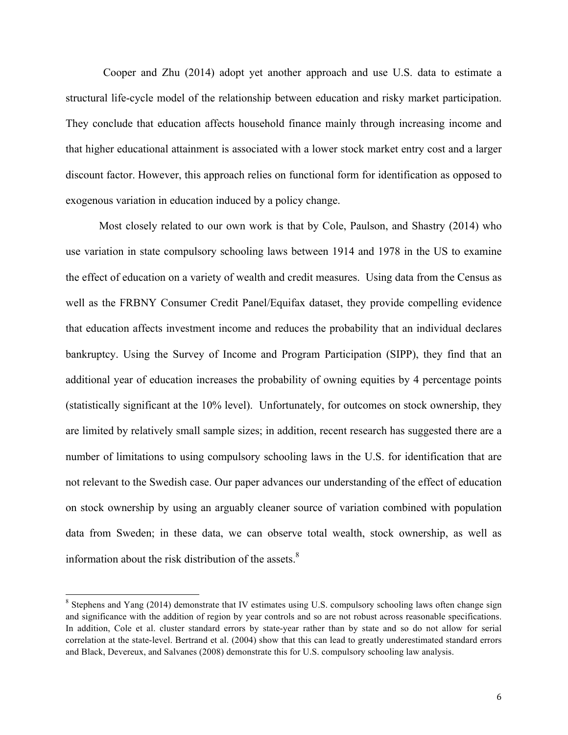Cooper and Zhu (2014) adopt yet another approach and use U.S. data to estimate a structural life-cycle model of the relationship between education and risky market participation. They conclude that education affects household finance mainly through increasing income and that higher educational attainment is associated with a lower stock market entry cost and a larger discount factor. However, this approach relies on functional form for identification as opposed to exogenous variation in education induced by a policy change.

Most closely related to our own work is that by Cole, Paulson, and Shastry (2014) who use variation in state compulsory schooling laws between 1914 and 1978 in the US to examine the effect of education on a variety of wealth and credit measures. Using data from the Census as well as the FRBNY Consumer Credit Panel/Equifax dataset, they provide compelling evidence that education affects investment income and reduces the probability that an individual declares bankruptcy. Using the Survey of Income and Program Participation (SIPP), they find that an additional year of education increases the probability of owning equities by 4 percentage points (statistically significant at the 10% level). Unfortunately, for outcomes on stock ownership, they are limited by relatively small sample sizes; in addition, recent research has suggested there are a number of limitations to using compulsory schooling laws in the U.S. for identification that are not relevant to the Swedish case. Our paper advances our understanding of the effect of education on stock ownership by using an arguably cleaner source of variation combined with population data from Sweden; in these data, we can observe total wealth, stock ownership, as well as information about the risk distribution of the assets.[8]

[8] Stephens and Yang (2014) demonstrate that IV estimates using U.S. compulsory schooling laws often change sign and significance with the addition of region by year controls and so are not robust across reasonable specifications. In addition, Cole et al. cluster standard errors by state-year rather than by state and so do not allow for serial correlation at the state-level. Bertrand et al. (2004) show that this can lead to greatly underestimated standard errors and Black, Devereux, and Salvanes (2008) demonstrate this for U.S. compulsory schooling law analysis.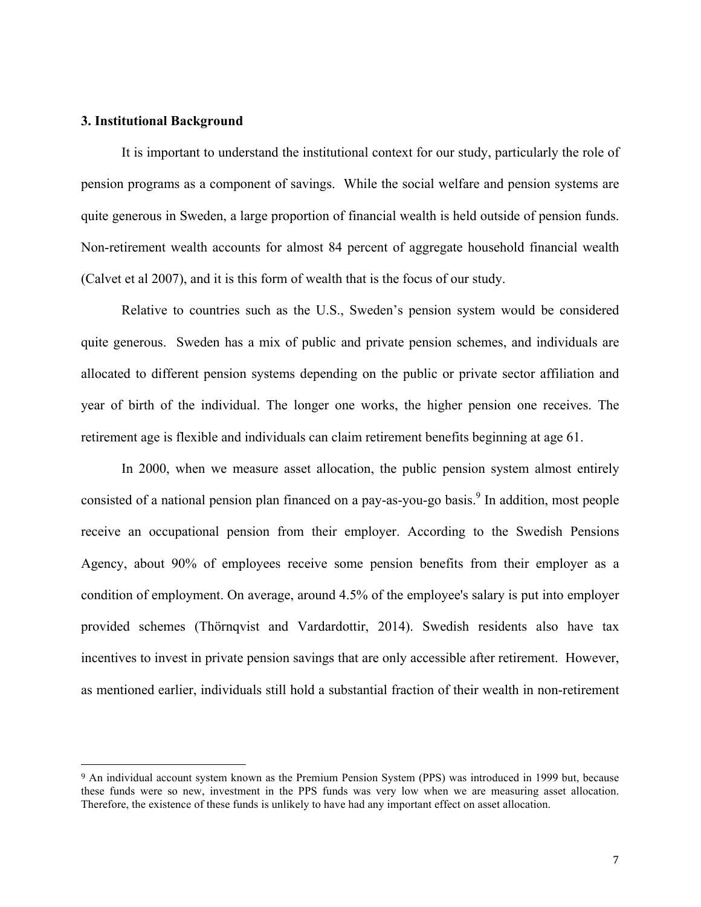### 3. Institutional Background

It is important to understand the institutional context for our study, particularly the role of pension programs as a component of savings. While the social welfare and pension systems are quite generous in Sweden, a large proportion of financial wealth is held outside of pension funds. Non-retirement wealth accounts for almost 84 percent of aggregate household financial wealth (Calvet et al 2007), and it is this form of wealth that is the focus of our study.

Relative to countries such as the U.S., Sweden's pension system would be considered quite generous. Sweden has a mix of public and private pension schemes, and individuals are allocated to different pension systems depending on the public or private sector affiliation and year of birth of the individual. The longer one works, the higher pension one receives. The retirement age is flexible and individuals can claim retirement benefits beginning at age 61.

In 2000, when we measure asset allocation, the public pension system almost entirely consisted of a national pension plan financed on a pay-as-you-go basis.[9] In addition, most people receive an occupational pension from their employer. According to the Swedish Pensions Agency, about 90% of employees receive some pension benefits from their employer as a condition of employment. On average, around 4.5% of the employee's salary is put into employer provided schemes (Thörnqvist and Vardardottir, 2014). Swedish residents also have tax incentives to invest in private pension savings that are only accessible after retirement. However, as mentioned earlier, individuals still hold a substantial fraction of their wealth in non-retirement

[9] An individual account system known as the Premium Pension System (PPS) was introduced in 1999 but, because these funds were so new, investment in the PPS funds was very low when we are measuring asset allocation. Therefore, the existence of these funds is unlikely to have had any important effect on asset allocation.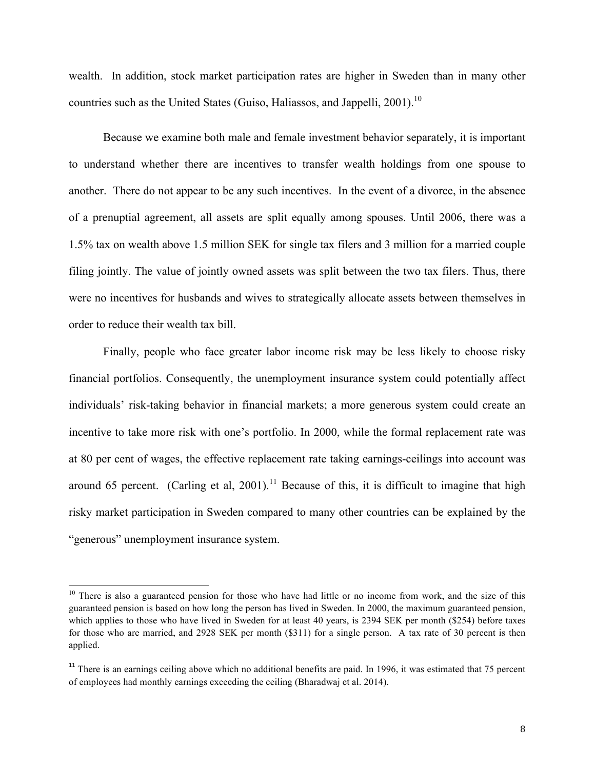wealth. In addition, stock market participation rates are higher in Sweden than in many other countries such as the United States (Guiso, Haliassos, and Jappelli, 2001).[10]

Because we examine both male and female investment behavior separately, it is important to understand whether there are incentives to transfer wealth holdings from one spouse to another. There do not appear to be any such incentives. In the event of a divorce, in the absence of a prenuptial agreement, all assets are split equally among spouses. Until 2006, there was a 1.5% tax on wealth above 1.5 million SEK for single tax filers and 3 million for a married couple filing jointly. The value of jointly owned assets was split between the two tax filers. Thus, there were no incentives for husbands and wives to strategically allocate assets between themselves in order to reduce their wealth tax bill.

Finally, people who face greater labor income risk may be less likely to choose risky financial portfolios. Consequently, the unemployment insurance system could potentially affect individuals' risk-taking behavior in financial markets; a more generous system could create an incentive to take more risk with one's portfolio. In 2000, while the formal replacement rate was at 80 per cent of wages, the effective replacement rate taking earnings-ceilings into account was around 65 percent. (Carling et al, 2001).[11] Because of this, it is difficult to imagine that high risky market participation in Sweden compared to many other countries can be explained by the "generous" unemployment insurance system.

[10] There is also a guaranteed pension for those who have had little or no income from work, and the size of this guaranteed pension is based on how long the person has lived in Sweden. In 2000, the maximum guaranteed pension, which applies to those who have lived in Sweden for at least 40 years, is 2394 SEK per month ($254) before taxes for those who are married, and 2928 SEK per month ($311) for a single person. A tax rate of 30 percent is then applied.

[11] There is an earnings ceiling above which no additional benefits are paid. In 1996, it was estimated that 75 percent of employees had monthly earnings exceeding the ceiling (Bharadwaj et al. 2014).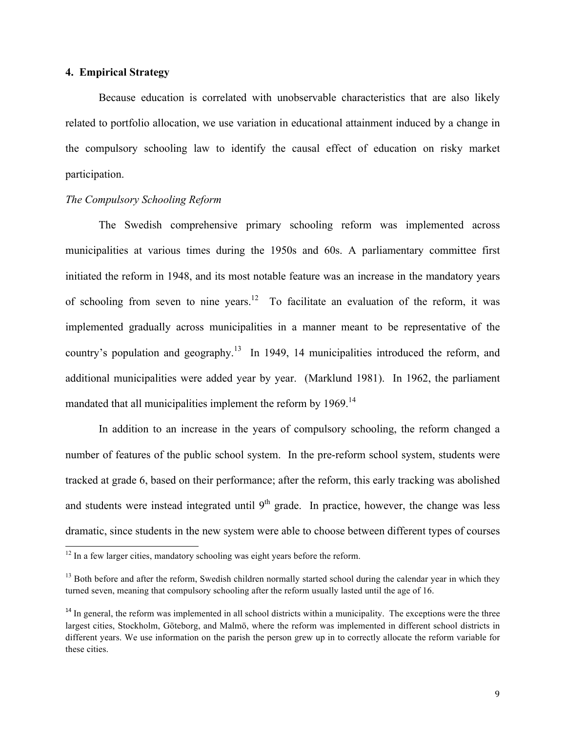## 4. Empirical Strategy

Because education is correlated with unobservable characteristics that are also likely related to portfolio allocation, we use variation in educational attainment induced by a change in the compulsory schooling law to identify the causal effect of education on risky market participation.

*The Compulsory Schooling Reform*

The Swedish comprehensive primary schooling reform was implemented across municipalities at various times during the 1950s and 60s. A parliamentary committee first initiated the reform in 1948, and its most notable feature was an increase in the mandatory years of schooling from seven to nine years.[12] To facilitate an evaluation of the reform, it was implemented gradually across municipalities in a manner meant to be representative of the country's population and geography.[13] In 1949, 14 municipalities introduced the reform, and additional municipalities were added year by year. (Marklund 1981). In 1962, the parliament mandated that all municipalities implement the reform by 1969.[14]

In addition to an increase in the years of compulsory schooling, the reform changed a number of features of the public school system. In the pre-reform school system, students were tracked at grade 6, based on their performance; after the reform, this early tracking was abolished and students were instead integrated until 9th grade. In practice, however, the change was less dramatic, since students in the new system were able to choose between different types of courses

---

[12] In a few larger cities, mandatory schooling was eight years before the reform.

[13] Both before and after the reform, Swedish children normally started school during the calendar year in which they turned seven, meaning that compulsory schooling after the reform usually lasted until the age of 16.

[14] In general, the reform was implemented in all school districts within a municipality. The exceptions were the three largest cities, Stockholm, Göteborg, and Malmö, where the reform was implemented in different school districts in different years. We use information on the parish the person grew up in to correctly allocate the reform variable for these cities.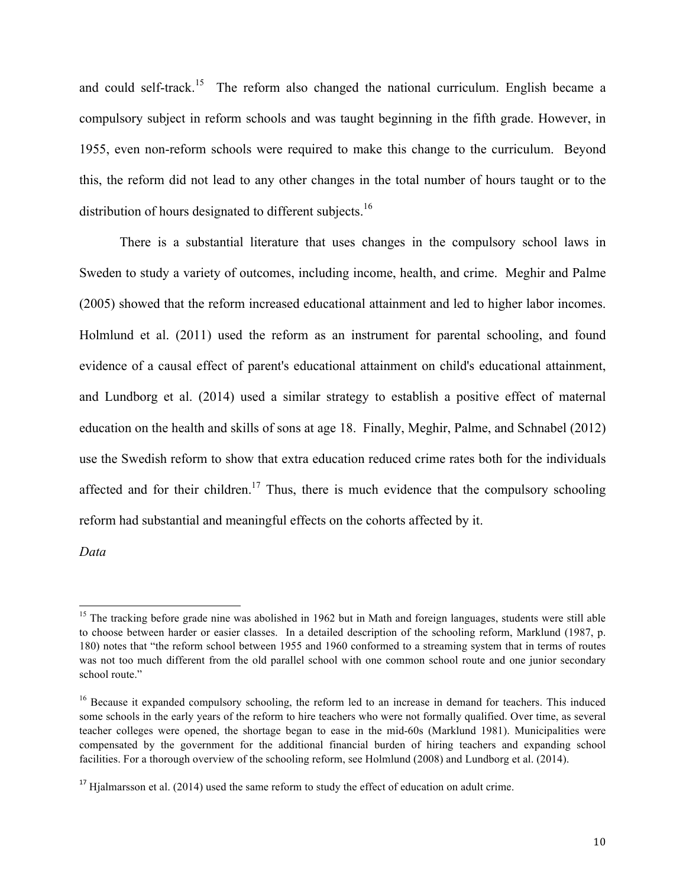and could self-track.[15] The reform also changed the national curriculum. English became a compulsory subject in reform schools and was taught beginning in the fifth grade. However, in 1955, even non-reform schools were required to make this change to the curriculum. Beyond this, the reform did not lead to any other changes in the total number of hours taught or to the distribution of hours designated to different subjects.[16]

There is a substantial literature that uses changes in the compulsory school laws in Sweden to study a variety of outcomes, including income, health, and crime. Meghir and Palme (2005) showed that the reform increased educational attainment and led to higher labor incomes. Holmlund et al. (2011) used the reform as an instrument for parental schooling, and found evidence of a causal effect of parent's educational attainment on child's educational attainment, and Lundborg et al. (2014) used a similar strategy to establish a positive effect of maternal education on the health and skills of sons at age 18. Finally, Meghir, Palme, and Schnabel (2012) use the Swedish reform to show that extra education reduced crime rates both for the individuals affected and for their children.[17] Thus, there is much evidence that the compulsory schooling reform had substantial and meaningful effects on the cohorts affected by it.

*Data*

[15] The tracking before grade nine was abolished in 1962 but in Math and foreign languages, students were still able to choose between harder or easier classes. In a detailed description of the schooling reform, Marklund (1987, p. 180) notes that "the reform school between 1955 and 1960 conformed to a streaming system that in terms of routes was not too much different from the old parallel school with one common school route and one junior secondary school route."

[16] Because it expanded compulsory schooling, the reform led to an increase in demand for teachers. This induced some schools in the early years of the reform to hire teachers who were not formally qualified. Over time, as several teacher colleges were opened, the shortage began to ease in the mid-60s (Marklund 1981). Municipalities were compensated by the government for the additional financial burden of hiring teachers and expanding school facilities. For a thorough overview of the schooling reform, see Holmlund (2008) and Lundborg et al. (2014).

[17] Hjalmarsson et al. (2014) used the same reform to study the effect of education on adult crime.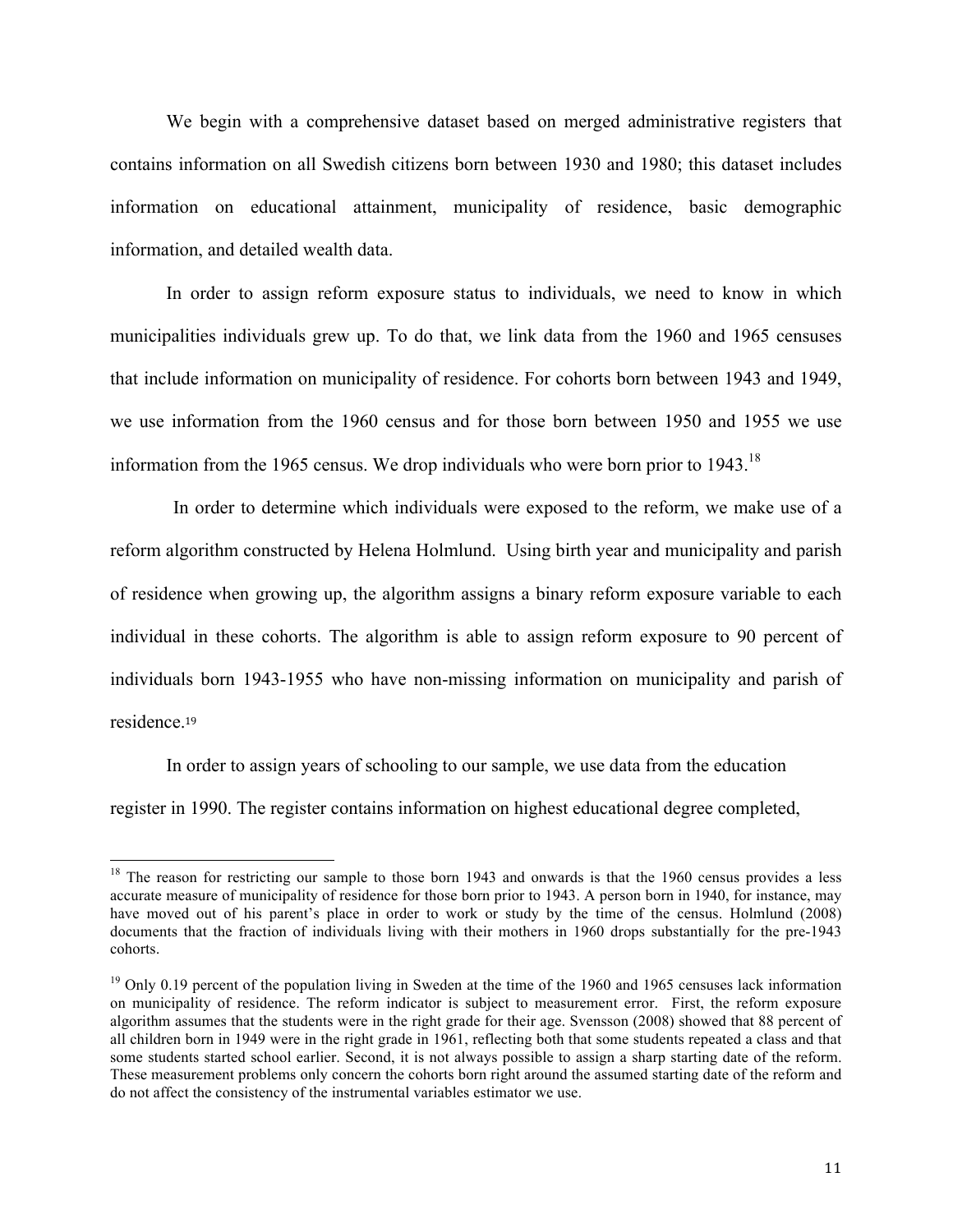We begin with a comprehensive dataset based on merged administrative registers that contains information on all Swedish citizens born between 1930 and 1980; this dataset includes information on educational attainment, municipality of residence, basic demographic information, and detailed wealth data.

In order to assign reform exposure status to individuals, we need to know in which municipalities individuals grew up. To do that, we link data from the 1960 and 1965 censuses that include information on municipality of residence. For cohorts born between 1943 and 1949, we use information from the 1960 census and for those born between 1950 and 1955 we use information from the 1965 census. We drop individuals who were born prior to 1943.[18]

In order to determine which individuals were exposed to the reform, we make use of a reform algorithm constructed by Helena Holmlund. Using birth year and municipality and parish of residence when growing up, the algorithm assigns a binary reform exposure variable to each individual in these cohorts. The algorithm is able to assign reform exposure to 90 percent of individuals born 1943-1955 who have non-missing information on municipality and parish of residence.[19]

In order to assign years of schooling to our sample, we use data from the education register in 1990. The register contains information on highest educational degree completed,

---

[18] The reason for restricting our sample to those born 1943 and onwards is that the 1960 census provides a less accurate measure of municipality of residence for those born prior to 1943. A person born in 1940, for instance, may have moved out of his parent's place in order to work or study by the time of the census. Holmlund (2008) documents that the fraction of individuals living with their mothers in 1960 drops substantially for the pre-1943 cohorts.

[19] Only 0.19 percent of the population living in Sweden at the time of the 1960 and 1965 censuses lack information on municipality of residence. The reform indicator is subject to measurement error. First, the reform exposure algorithm assumes that the students were in the right grade for their age. Svensson (2008) showed that 88 percent of all children born in 1949 were in the right grade in 1961, reflecting both that some students repeated a class and that some students started school earlier. Second, it is not always possible to assign a sharp starting date of the reform. These measurement problems only concern the cohorts born right around the assumed starting date of the reform and do not affect the consistency of the instrumental variables estimator we use.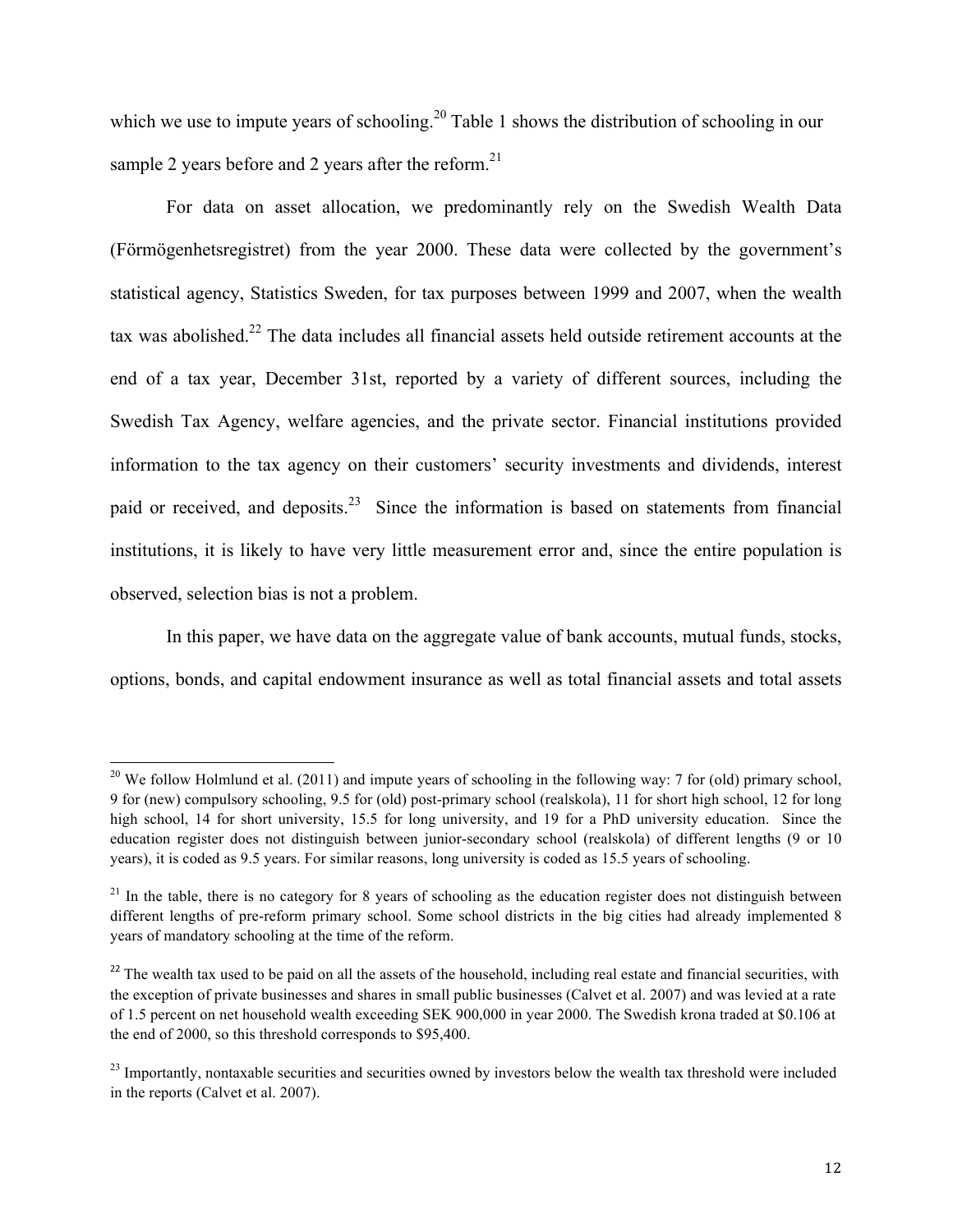which we use to impute years of schooling.[20] Table 1 shows the distribution of schooling in our sample 2 years before and 2 years after the reform.[21]

For data on asset allocation, we predominantly rely on the Swedish Wealth Data (Förmögenhetsregistret) from the year 2000. These data were collected by the government's statistical agency, Statistics Sweden, for tax purposes between 1999 and 2007, when the wealth tax was abolished.[22] The data includes all financial assets held outside retirement accounts at the end of a tax year, December 31st, reported by a variety of different sources, including the Swedish Tax Agency, welfare agencies, and the private sector. Financial institutions provided information to the tax agency on their customers' security investments and dividends, interest paid or received, and deposits.[23] Since the information is based on statements from financial institutions, it is likely to have very little measurement error and, since the entire population is observed, selection bias is not a problem.

In this paper, we have data on the aggregate value of bank accounts, mutual funds, stocks, options, bonds, and capital endowment insurance as well as total financial assets and total assets

---

[20] We follow Holmlund et al. (2011) and impute years of schooling in the following way: 7 for (old) primary school, 9 for (new) compulsory schooling, 9.5 for (old) post-primary school (realskola), 11 for short high school, 12 for long high school, 14 for short university, 15.5 for long university, and 19 for a PhD university education. Since the education register does not distinguish between junior-secondary school (realskola) of different lengths (9 or 10 years), it is coded as 9.5 years. For similar reasons, long university is coded as 15.5 years of schooling.

[21] In the table, there is no category for 8 years of schooling as the education register does not distinguish between different lengths of pre-reform primary school. Some school districts in the big cities had already implemented 8 years of mandatory schooling at the time of the reform.

[22] The wealth tax used to be paid on all the assets of the household, including real estate and financial securities, with the exception of private businesses and shares in small public businesses (Calvet et al. 2007) and was levied at a rate of 1.5 percent on net household wealth exceeding SEK 900,000 in year 2000. The Swedish krona traded at $0.106 at the end of 2000, so this threshold corresponds to $95,400.

[23] Importantly, nontaxable securities and securities owned by investors below the wealth tax threshold were included in the reports (Calvet et al. 2007).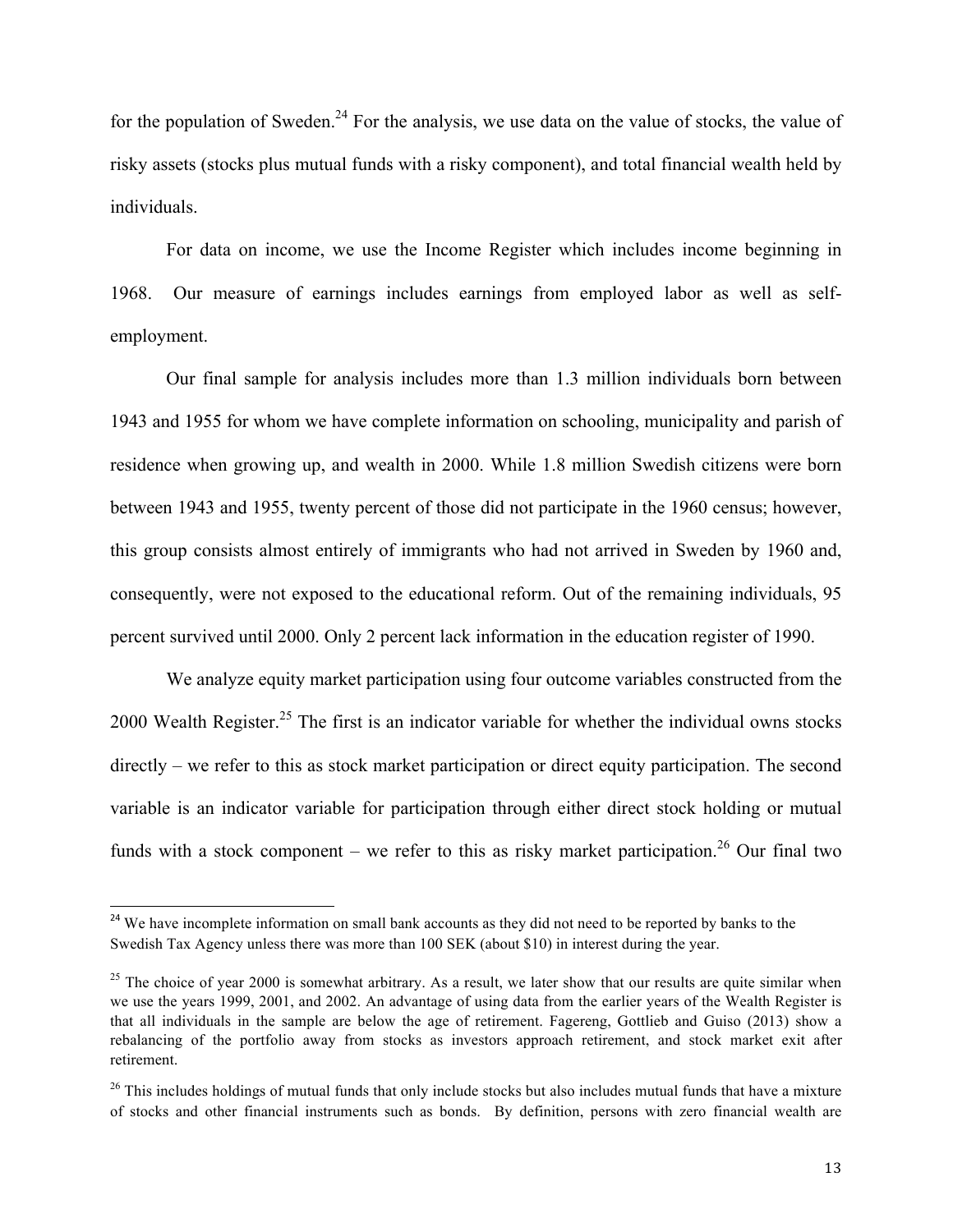for the population of Sweden.[24] For the analysis, we use data on the value of stocks, the value of risky assets (stocks plus mutual funds with a risky component), and total financial wealth held by individuals.

For data on income, we use the Income Register which includes income beginning in 1968. Our measure of earnings includes earnings from employed labor as well as self-employment.

Our final sample for analysis includes more than 1.3 million individuals born between 1943 and 1955 for whom we have complete information on schooling, municipality and parish of residence when growing up, and wealth in 2000. While 1.8 million Swedish citizens were born between 1943 and 1955, twenty percent of those did not participate in the 1960 census; however, this group consists almost entirely of immigrants who had not arrived in Sweden by 1960 and, consequently, were not exposed to the educational reform. Out of the remaining individuals, 95 percent survived until 2000. Only 2 percent lack information in the education register of 1990.

We analyze equity market participation using four outcome variables constructed from the 2000 Wealth Register.[25] The first is an indicator variable for whether the individual owns stocks directly – we refer to this as stock market participation or direct equity participation. The second variable is an indicator variable for participation through either direct stock holding or mutual funds with a stock component – we refer to this as risky market participation.[26] Our final two

---

[24] We have incomplete information on small bank accounts as they did not need to be reported by banks to the Swedish Tax Agency unless there was more than 100 SEK (about $10) in interest during the year.

[25] The choice of year 2000 is somewhat arbitrary. As a result, we later show that our results are quite similar when we use the years 1999, 2001, and 2002. An advantage of using data from the earlier years of the Wealth Register is that all individuals in the sample are below the age of retirement. Fagereng, Gottlieb and Guiso (2013) show a rebalancing of the portfolio away from stocks as investors approach retirement, and stock market exit after retirement.

[26] This includes holdings of mutual funds that only include stocks but also includes mutual funds that have a mixture of stocks and other financial instruments such as bonds. By definition, persons with zero financial wealth are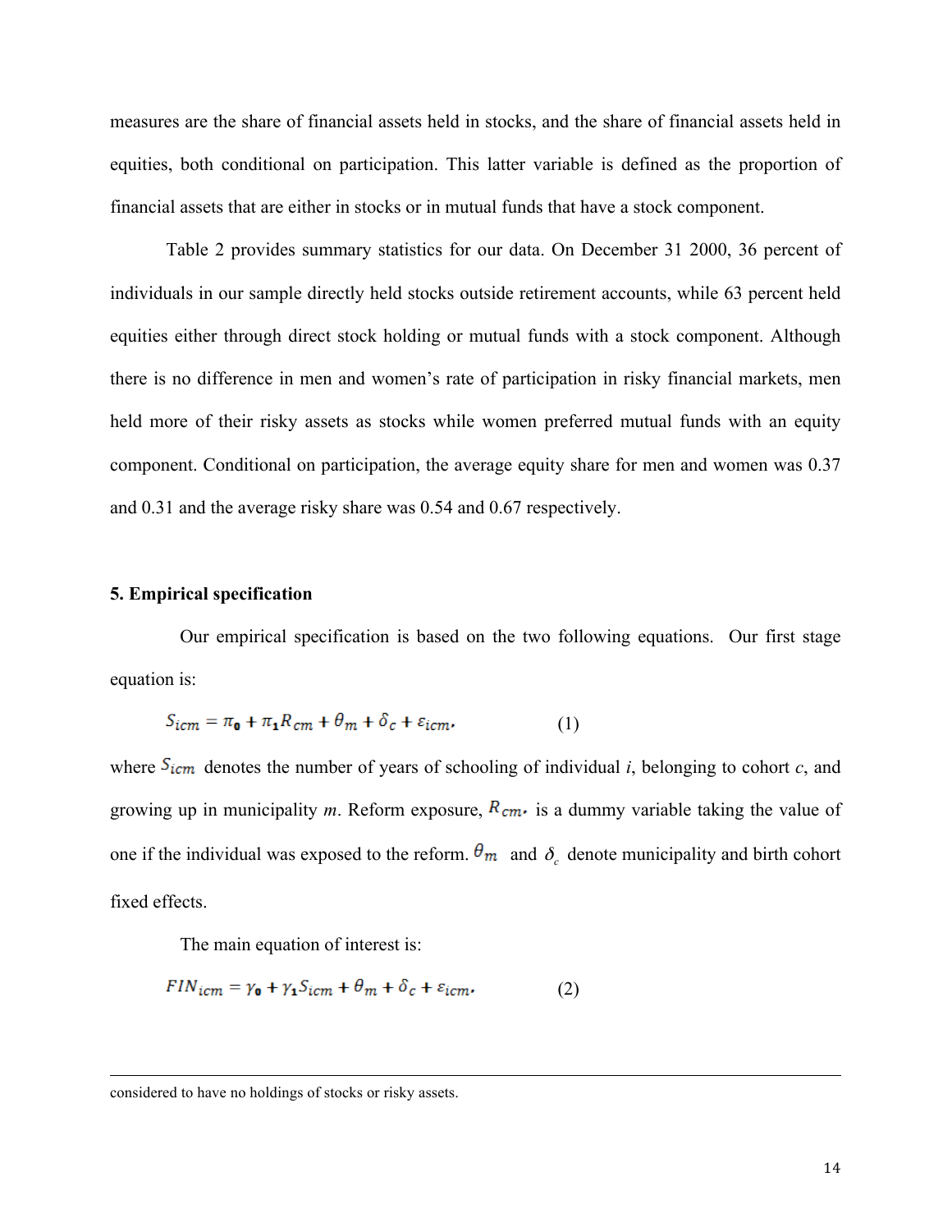measures are the share of financial assets held in stocks, and the share of financial assets held in equities, both conditional on participation. This latter variable is defined as the proportion of financial assets that are either in stocks or in mutual funds that have a stock component.

Table 2 provides summary statistics for our data. On December 31 2000, 36 percent of individuals in our sample directly held stocks outside retirement accounts, while 63 percent held equities either through direct stock holding or mutual funds with a stock component. Although there is no difference in men and women's rate of participation in risky financial markets, men held more of their risky assets as stocks while women preferred mutual funds with an equity component. Conditional on participation, the average equity share for men and women was 0.37 and 0.31 and the average risky share was 0.54 and 0.67 respectively.

**5. Empirical specification**

Our empirical specification is based on the two following equations. Our first stage equation is:

$$S_{icm} = \pi_0 + \pi_1 R_{cm} + \theta_m + \delta_c + \varepsilon_{icm}, \qquad (1)$$

where $S_{icm}$ denotes the number of years of schooling of individual *i*, belonging to cohort *c*, and growing up in municipality *m*. Reform exposure, $R_{cm}$, is a dummy variable taking the value of one if the individual was exposed to the reform. $\theta_m$ and $\delta_c$ denote municipality and birth cohort fixed effects.

The main equation of interest is:

$$FIN_{icm} = \gamma_0 + \gamma_1 S_{icm} + \theta_m + \delta_c + \varepsilon_{icm}, \qquad (2)$$

considered to have no holdings of stocks or risky assets.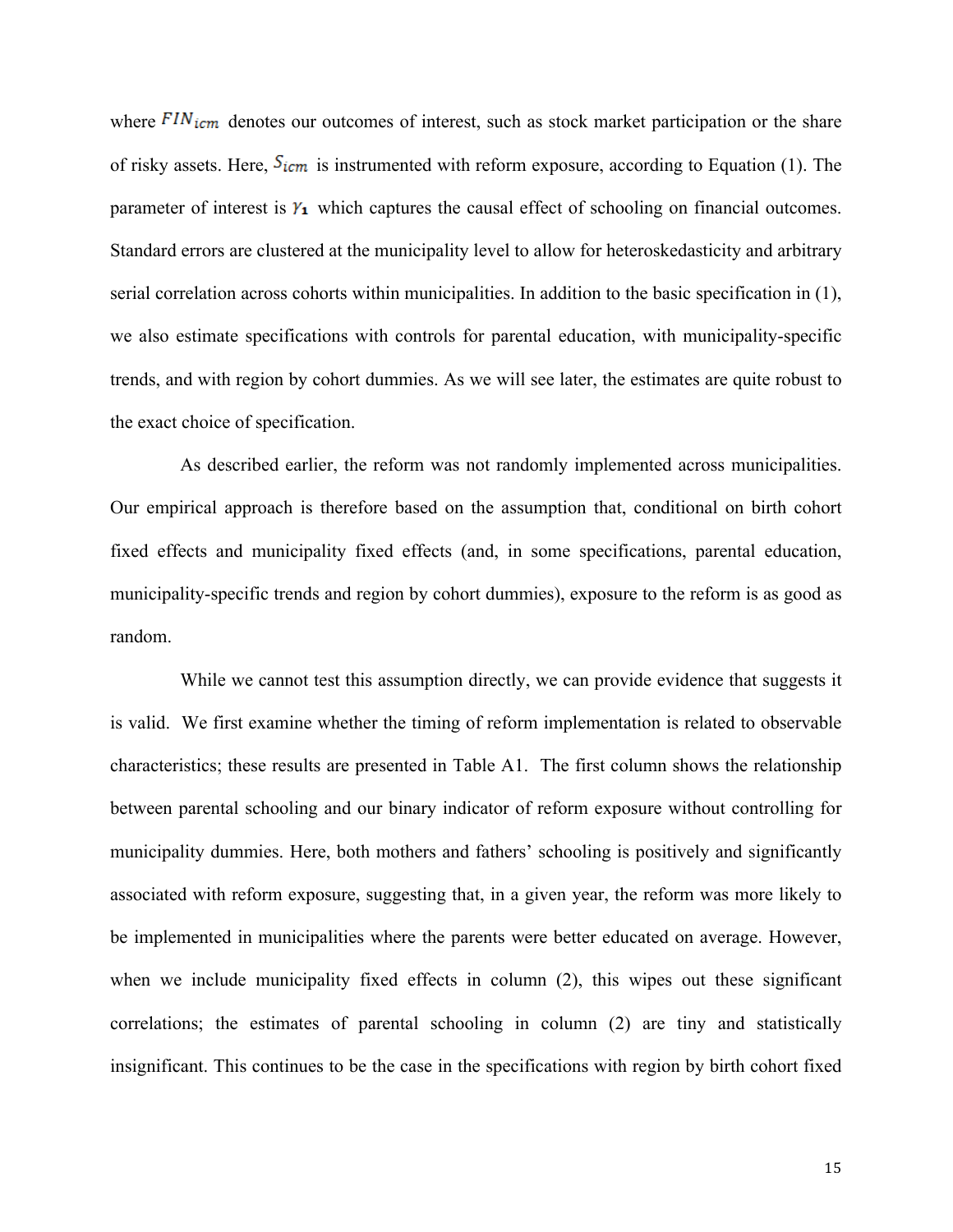where $FIN_{icm}$ denotes our outcomes of interest, such as stock market participation or the share of risky assets. Here, $S_{icm}$ is instrumented with reform exposure, according to Equation (1). The parameter of interest is $\gamma_1$ which captures the causal effect of schooling on financial outcomes. Standard errors are clustered at the municipality level to allow for heteroskedasticity and arbitrary serial correlation across cohorts within municipalities. In addition to the basic specification in (1), we also estimate specifications with controls for parental education, with municipality-specific trends, and with region by cohort dummies. As we will see later, the estimates are quite robust to the exact choice of specification.

As described earlier, the reform was not randomly implemented across municipalities. Our empirical approach is therefore based on the assumption that, conditional on birth cohort fixed effects and municipality fixed effects (and, in some specifications, parental education, municipality-specific trends and region by cohort dummies), exposure to the reform is as good as random.

While we cannot test this assumption directly, we can provide evidence that suggests it is valid. We first examine whether the timing of reform implementation is related to observable characteristics; these results are presented in Table A1. The first column shows the relationship between parental schooling and our binary indicator of reform exposure without controlling for municipality dummies. Here, both mothers and fathers' schooling is positively and significantly associated with reform exposure, suggesting that, in a given year, the reform was more likely to be implemented in municipalities where the parents were better educated on average. However, when we include municipality fixed effects in column (2), this wipes out these significant correlations; the estimates of parental schooling in column (2) are tiny and statistically insignificant. This continues to be the case in the specifications with region by birth cohort fixed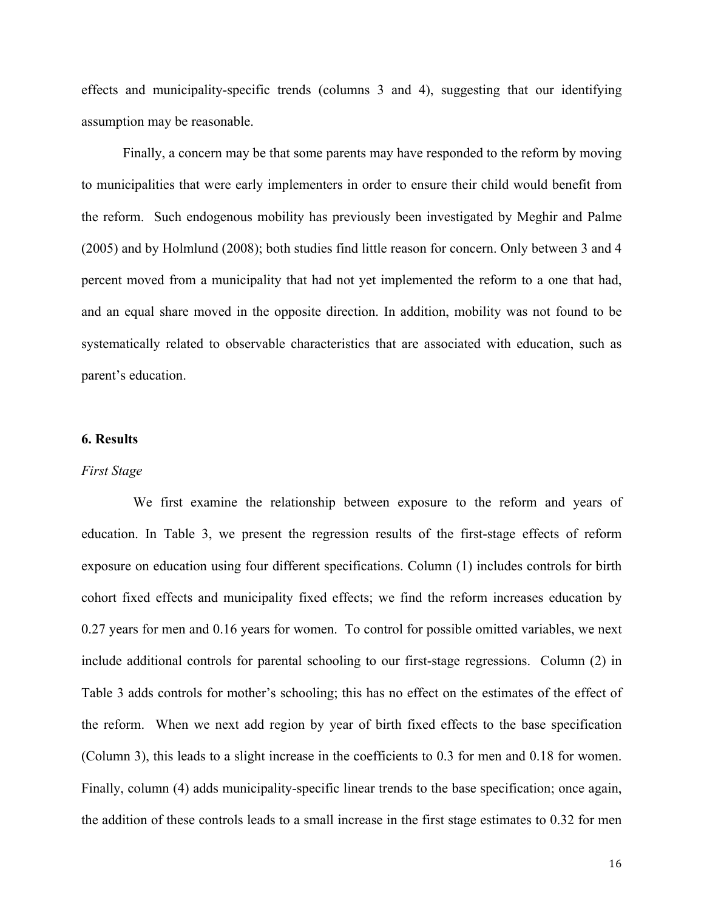effects and municipality-specific trends (columns 3 and 4), suggesting that our identifying assumption may be reasonable.

Finally, a concern may be that some parents may have responded to the reform by moving to municipalities that were early implementers in order to ensure their child would benefit from the reform. Such endogenous mobility has previously been investigated by Meghir and Palme (2005) and by Holmlund (2008); both studies find little reason for concern. Only between 3 and 4 percent moved from a municipality that had not yet implemented the reform to a one that had, and an equal share moved in the opposite direction. In addition, mobility was not found to be systematically related to observable characteristics that are associated with education, such as parent's education.

## 6. Results

*First Stage*

We first examine the relationship between exposure to the reform and years of education. In Table 3, we present the regression results of the first-stage effects of reform exposure on education using four different specifications. Column (1) includes controls for birth cohort fixed effects and municipality fixed effects; we find the reform increases education by 0.27 years for men and 0.16 years for women. To control for possible omitted variables, we next include additional controls for parental schooling to our first-stage regressions. Column (2) in Table 3 adds controls for mother's schooling; this has no effect on the estimates of the effect of the reform. When we next add region by year of birth fixed effects to the base specification (Column 3), this leads to a slight increase in the coefficients to 0.3 for men and 0.18 for women. Finally, column (4) adds municipality-specific linear trends to the base specification; once again, the addition of these controls leads to a small increase in the first stage estimates to 0.32 for men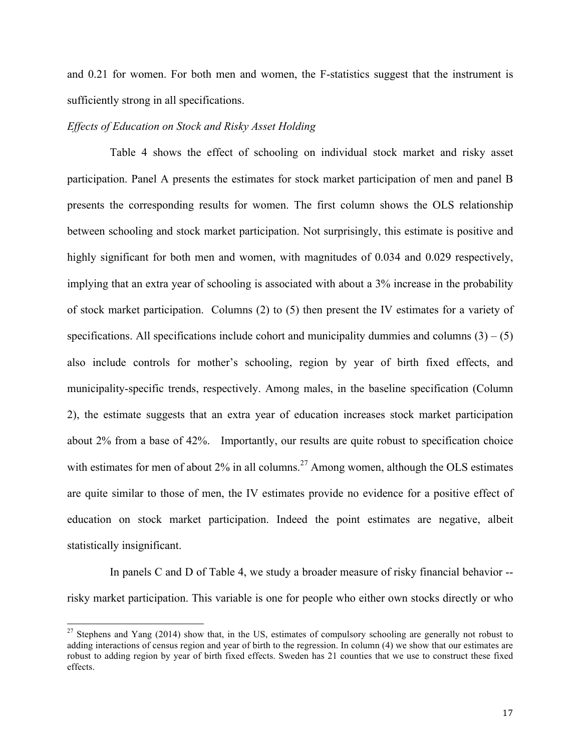and 0.21 for women. For both men and women, the F-statistics suggest that the instrument is sufficiently strong in all specifications.

*Effects of Education on Stock and Risky Asset Holding*

Table 4 shows the effect of schooling on individual stock market and risky asset participation. Panel A presents the estimates for stock market participation of men and panel B presents the corresponding results for women. The first column shows the OLS relationship between schooling and stock market participation. Not surprisingly, this estimate is positive and highly significant for both men and women, with magnitudes of 0.034 and 0.029 respectively, implying that an extra year of schooling is associated with about a 3% increase in the probability of stock market participation. Columns (2) to (5) then present the IV estimates for a variety of specifications. All specifications include cohort and municipality dummies and columns (3) – (5) also include controls for mother's schooling, region by year of birth fixed effects, and municipality-specific trends, respectively. Among males, in the baseline specification (Column 2), the estimate suggests that an extra year of education increases stock market participation about 2% from a base of 42%. Importantly, our results are quite robust to specification choice with estimates for men of about 2% in all columns.[27] Among women, although the OLS estimates are quite similar to those of men, the IV estimates provide no evidence for a positive effect of education on stock market participation. Indeed the point estimates are negative, albeit statistically insignificant.

In panels C and D of Table 4, we study a broader measure of risky financial behavior -- risky market participation. This variable is one for people who either own stocks directly or who

---

[27] Stephens and Yang (2014) show that, in the US, estimates of compulsory schooling are generally not robust to adding interactions of census region and year of birth to the regression. In column (4) we show that our estimates are robust to adding region by year of birth fixed effects. Sweden has 21 counties that we use to construct these fixed effects.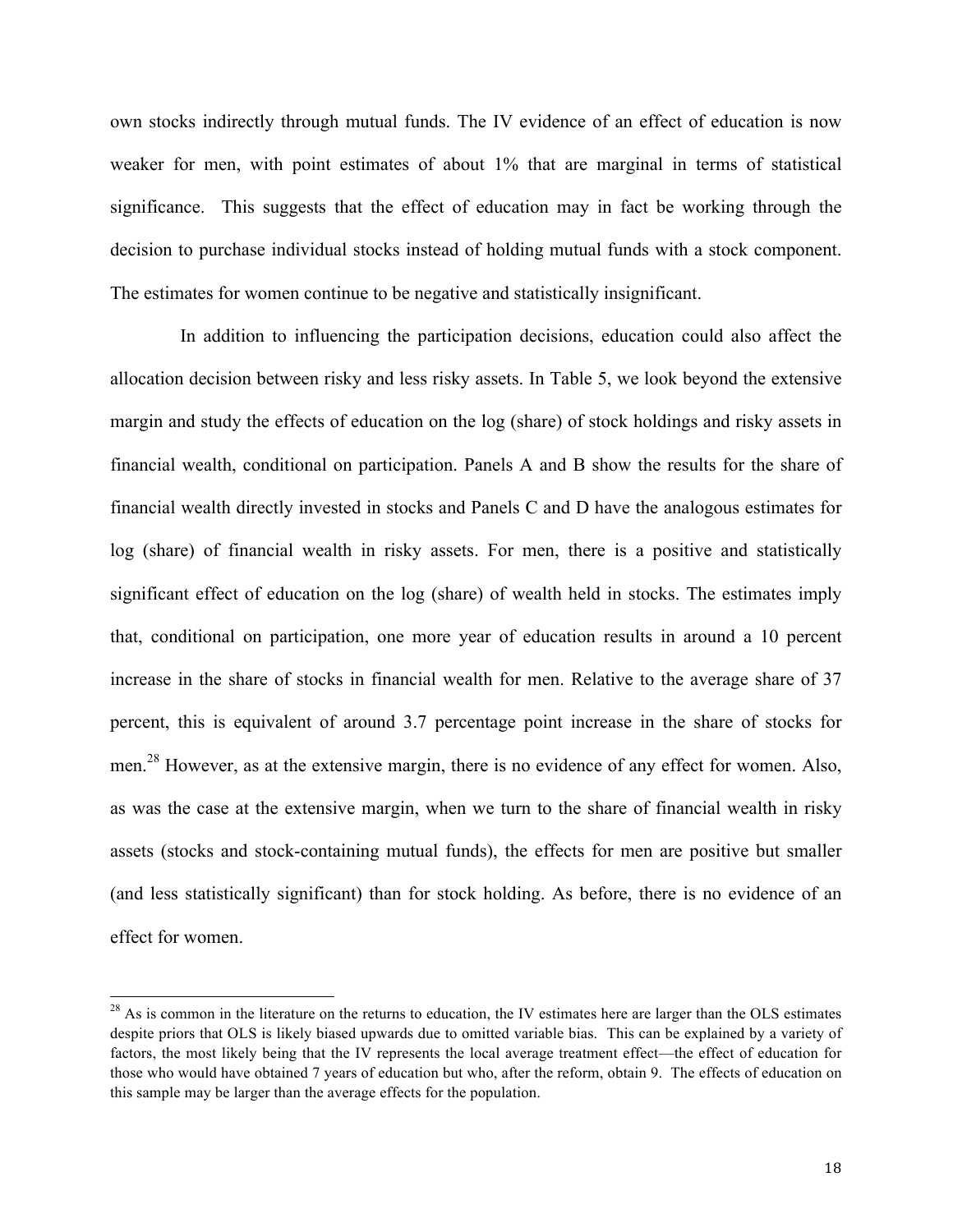own stocks indirectly through mutual funds. The IV evidence of an effect of education is now weaker for men, with point estimates of about 1% that are marginal in terms of statistical significance. This suggests that the effect of education may in fact be working through the decision to purchase individual stocks instead of holding mutual funds with a stock component. The estimates for women continue to be negative and statistically insignificant.

In addition to influencing the participation decisions, education could also affect the allocation decision between risky and less risky assets. In Table 5, we look beyond the extensive margin and study the effects of education on the log (share) of stock holdings and risky assets in financial wealth, conditional on participation. Panels A and B show the results for the share of financial wealth directly invested in stocks and Panels C and D have the analogous estimates for log (share) of financial wealth in risky assets. For men, there is a positive and statistically significant effect of education on the log (share) of wealth held in stocks. The estimates imply that, conditional on participation, one more year of education results in around a 10 percent increase in the share of stocks in financial wealth for men. Relative to the average share of 37 percent, this is equivalent of around 3.7 percentage point increase in the share of stocks for men.[28] However, as at the extensive margin, there is no evidence of any effect for women. Also, as was the case at the extensive margin, when we turn to the share of financial wealth in risky assets (stocks and stock-containing mutual funds), the effects for men are positive but smaller (and less statistically significant) than for stock holding. As before, there is no evidence of an effect for women.

[28] As is common in the literature on the returns to education, the IV estimates here are larger than the OLS estimates despite priors that OLS is likely biased upwards due to omitted variable bias. This can be explained by a variety of factors, the most likely being that the IV represents the local average treatment effect—the effect of education for those who would have obtained 7 years of education but who, after the reform, obtain 9. The effects of education on this sample may be larger than the average effects for the population.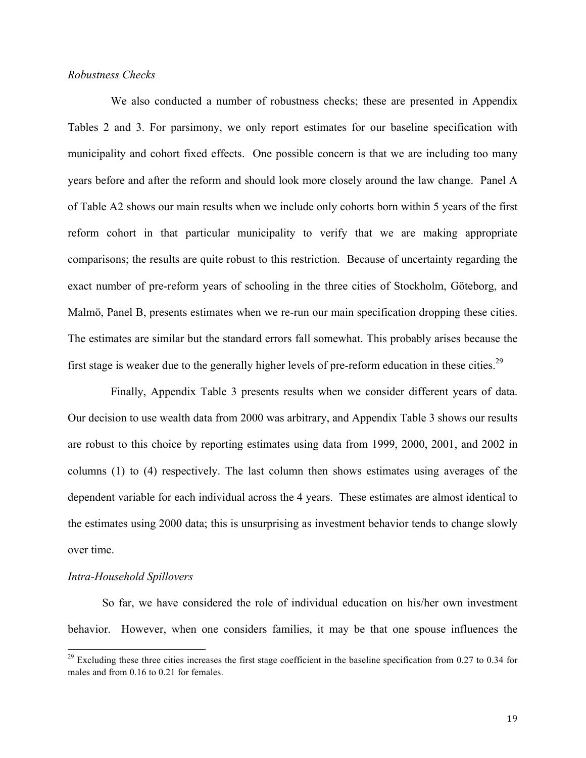*Robustness Checks*

We also conducted a number of robustness checks; these are presented in Appendix Tables 2 and 3. For parsimony, we only report estimates for our baseline specification with municipality and cohort fixed effects. One possible concern is that we are including too many years before and after the reform and should look more closely around the law change. Panel A of Table A2 shows our main results when we include only cohorts born within 5 years of the first reform cohort in that particular municipality to verify that we are making appropriate comparisons; the results are quite robust to this restriction. Because of uncertainty regarding the exact number of pre-reform years of schooling in the three cities of Stockholm, Göteborg, and Malmö, Panel B, presents estimates when we re-run our main specification dropping these cities. The estimates are similar but the standard errors fall somewhat. This probably arises because the first stage is weaker due to the generally higher levels of pre-reform education in these cities.[29]

Finally, Appendix Table 3 presents results when we consider different years of data. Our decision to use wealth data from 2000 was arbitrary, and Appendix Table 3 shows our results are robust to this choice by reporting estimates using data from 1999, 2000, 2001, and 2002 in columns (1) to (4) respectively. The last column then shows estimates using averages of the dependent variable for each individual across the 4 years. These estimates are almost identical to the estimates using 2000 data; this is unsurprising as investment behavior tends to change slowly over time.

*Intra-Household Spillovers*

So far, we have considered the role of individual education on his/her own investment behavior. However, when one considers families, it may be that one spouse influences the

[29] Excluding these three cities increases the first stage coefficient in the baseline specification from 0.27 to 0.34 for males and from 0.16 to 0.21 for females.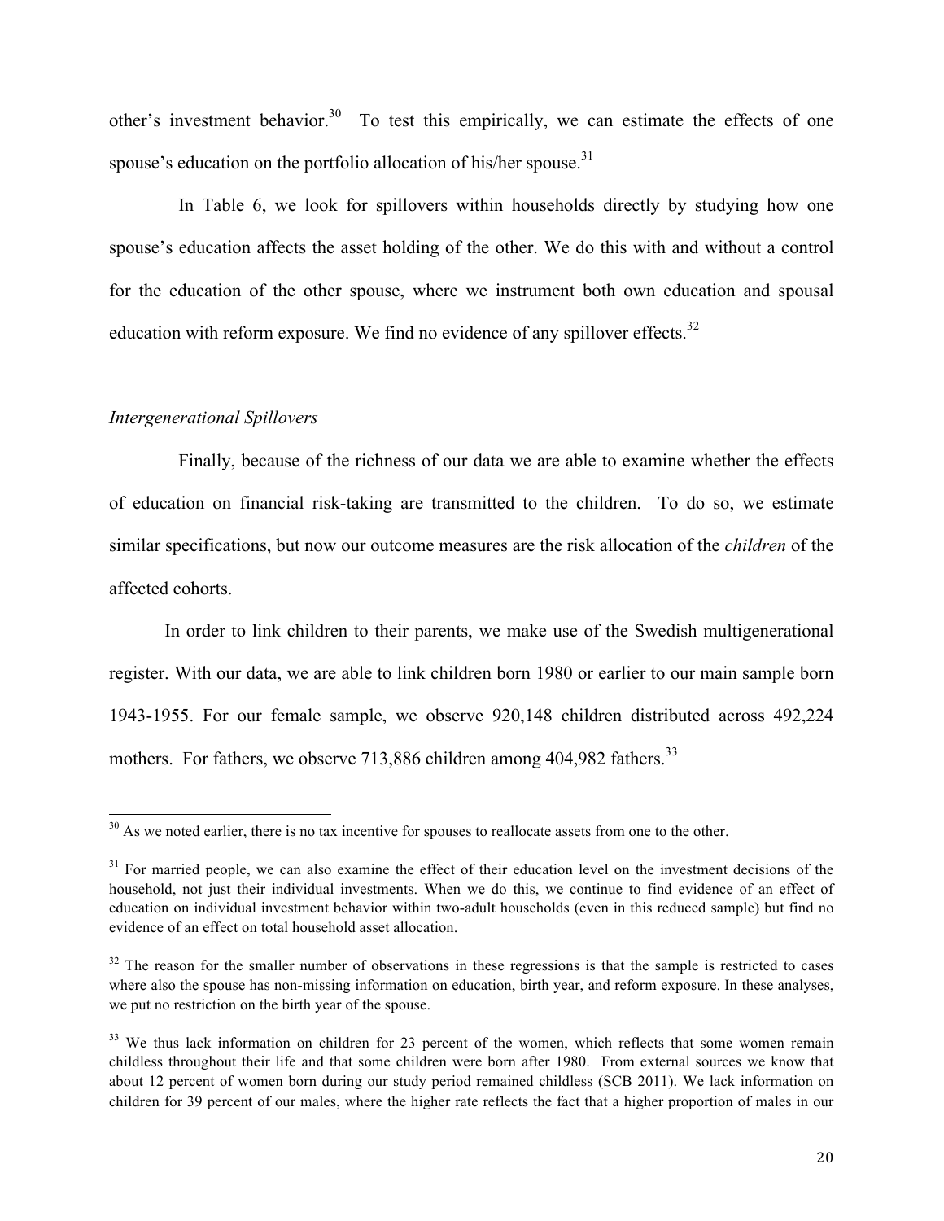other's investment behavior.[30] To test this empirically, we can estimate the effects of one spouse's education on the portfolio allocation of his/her spouse.[31]

In Table 6, we look for spillovers within households directly by studying how one spouse's education affects the asset holding of the other. We do this with and without a control for the education of the other spouse, where we instrument both own education and spousal education with reform exposure. We find no evidence of any spillover effects.[32]

*Intergenerational Spillovers*

Finally, because of the richness of our data we are able to examine whether the effects of education on financial risk-taking are transmitted to the children. To do so, we estimate similar specifications, but now our outcome measures are the risk allocation of the *children* of the affected cohorts.

In order to link children to their parents, we make use of the Swedish multigenerational register. With our data, we are able to link children born 1980 or earlier to our main sample born 1943-1955. For our female sample, we observe 920,148 children distributed across 492,224 mothers. For fathers, we observe 713,886 children among 404,982 fathers.[33]

---

[30] As we noted earlier, there is no tax incentive for spouses to reallocate assets from one to the other.

[31] For married people, we can also examine the effect of their education level on the investment decisions of the household, not just their individual investments. When we do this, we continue to find evidence of an effect of education on individual investment behavior within two-adult households (even in this reduced sample) but find no evidence of an effect on total household asset allocation.

[32] The reason for the smaller number of observations in these regressions is that the sample is restricted to cases where also the spouse has non-missing information on education, birth year, and reform exposure. In these analyses, we put no restriction on the birth year of the spouse.

[33] We thus lack information on children for 23 percent of the women, which reflects that some women remain childless throughout their life and that some children were born after 1980. From external sources we know that about 12 percent of women born during our study period remained childless (SCB 2011). We lack information on children for 39 percent of our males, where the higher rate reflects the fact that a higher proportion of males in our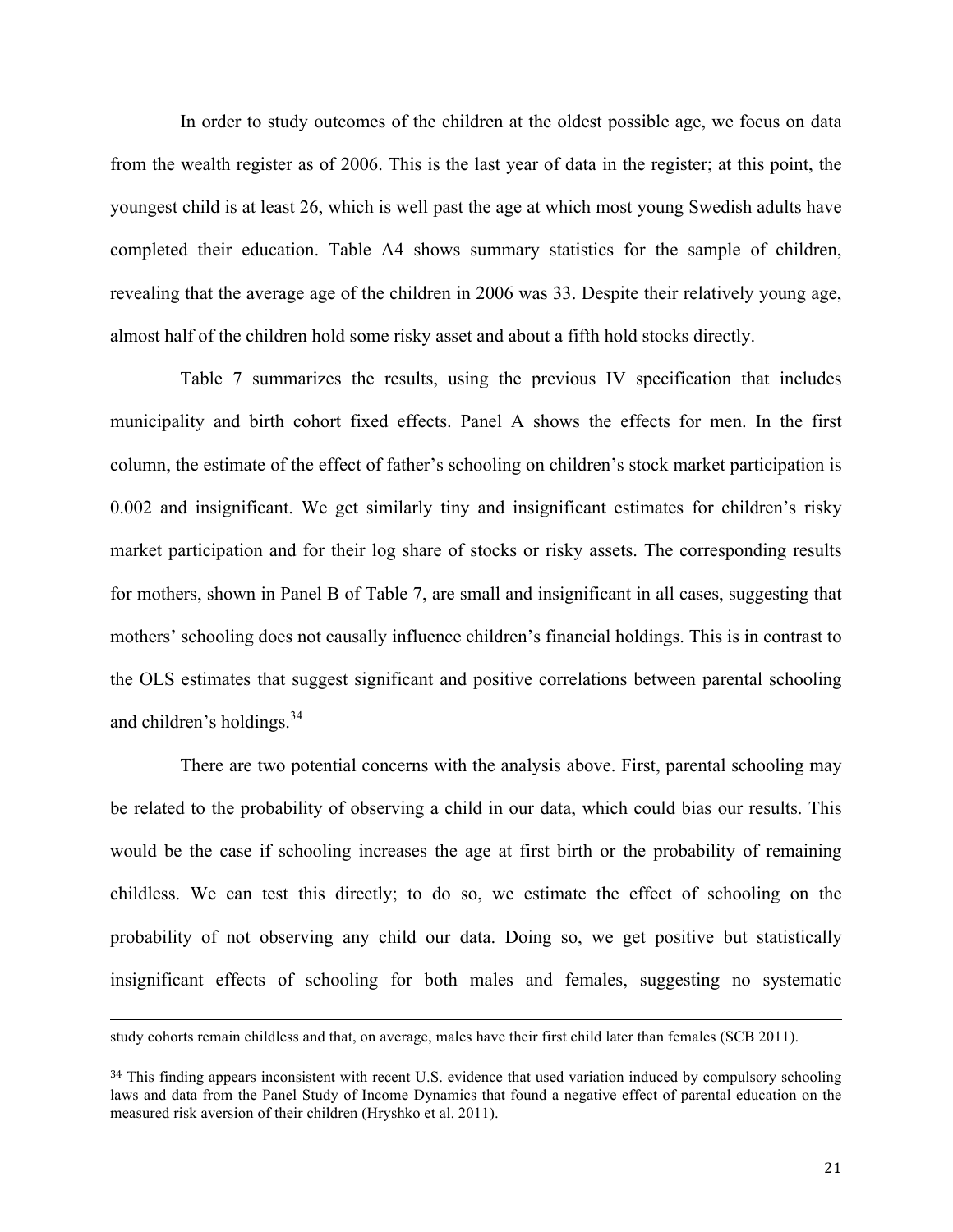In order to study outcomes of the children at the oldest possible age, we focus on data from the wealth register as of 2006. This is the last year of data in the register; at this point, the youngest child is at least 26, which is well past the age at which most young Swedish adults have completed their education. Table A4 shows summary statistics for the sample of children, revealing that the average age of the children in 2006 was 33. Despite their relatively young age, almost half of the children hold some risky asset and about a fifth hold stocks directly.

Table 7 summarizes the results, using the previous IV specification that includes municipality and birth cohort fixed effects. Panel A shows the effects for men. In the first column, the estimate of the effect of father's schooling on children's stock market participation is 0.002 and insignificant. We get similarly tiny and insignificant estimates for children's risky market participation and for their log share of stocks or risky assets. The corresponding results for mothers, shown in Panel B of Table 7, are small and insignificant in all cases, suggesting that mothers' schooling does not causally influence children's financial holdings. This is in contrast to the OLS estimates that suggest significant and positive correlations between parental schooling and children's holdings.[34]

There are two potential concerns with the analysis above. First, parental schooling may be related to the probability of observing a child in our data, which could bias our results. This would be the case if schooling increases the age at first birth or the probability of remaining childless. We can test this directly; to do so, we estimate the effect of schooling on the probability of not observing any child our data. Doing so, we get positive but statistically insignificant effects of schooling for both males and females, suggesting no systematic

---

study cohorts remain childless and that, on average, males have their first child later than females (SCB 2011).

[34] This finding appears inconsistent with recent U.S. evidence that used variation induced by compulsory schooling laws and data from the Panel Study of Income Dynamics that found a negative effect of parental education on the measured risk aversion of their children (Hryshko et al. 2011).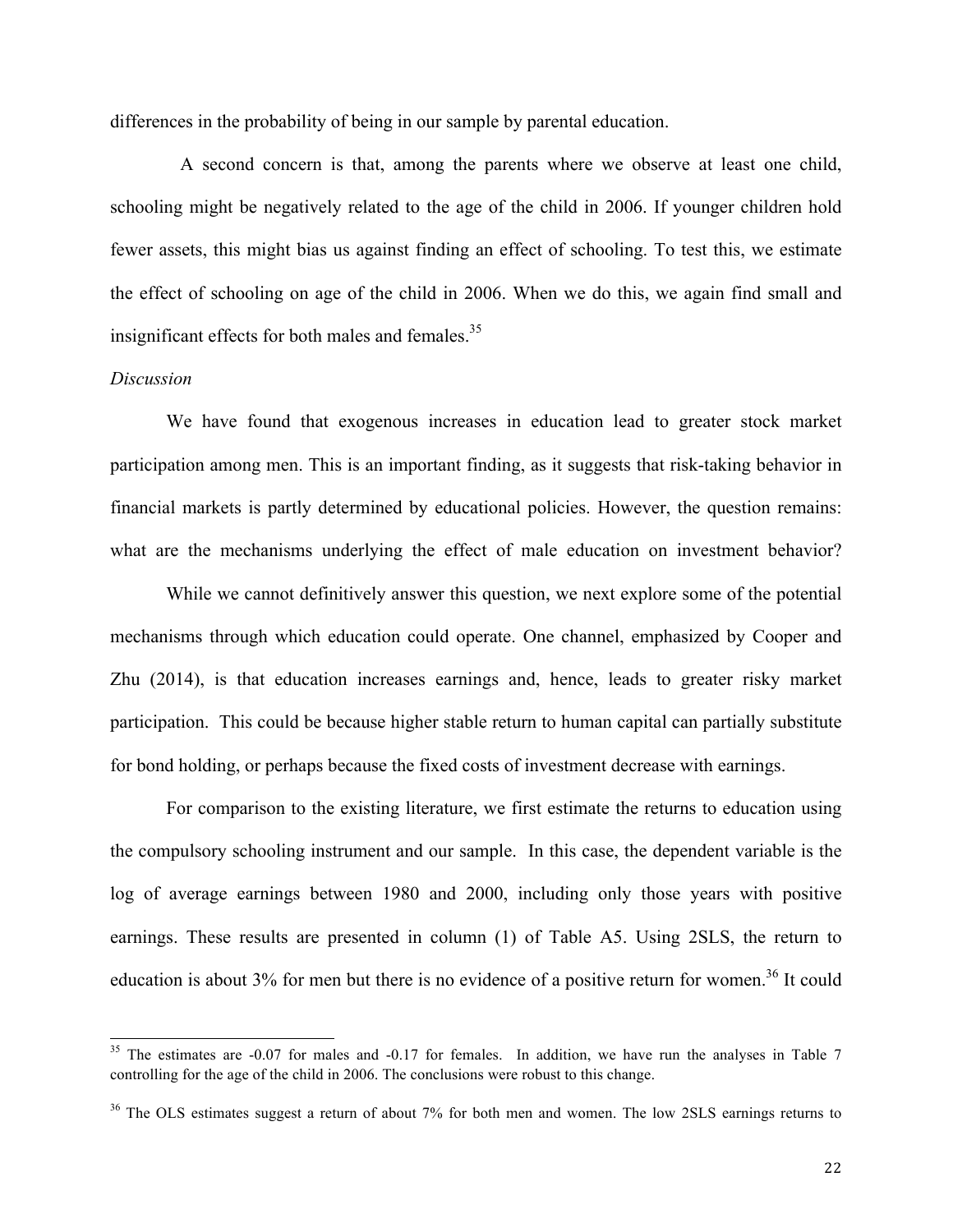differences in the probability of being in our sample by parental education.

A second concern is that, among the parents where we observe at least one child, schooling might be negatively related to the age of the child in 2006. If younger children hold fewer assets, this might bias us against finding an effect of schooling. To test this, we estimate the effect of schooling on age of the child in 2006. When we do this, we again find small and insignificant effects for both males and females.[35]

*Discussion*

We have found that exogenous increases in education lead to greater stock market participation among men. This is an important finding, as it suggests that risk-taking behavior in financial markets is partly determined by educational policies. However, the question remains: what are the mechanisms underlying the effect of male education on investment behavior?

While we cannot definitively answer this question, we next explore some of the potential mechanisms through which education could operate. One channel, emphasized by Cooper and Zhu (2014), is that education increases earnings and, hence, leads to greater risky market participation. This could be because higher stable return to human capital can partially substitute for bond holding, or perhaps because the fixed costs of investment decrease with earnings.

For comparison to the existing literature, we first estimate the returns to education using the compulsory schooling instrument and our sample. In this case, the dependent variable is the log of average earnings between 1980 and 2000, including only those years with positive earnings. These results are presented in column (1) of Table A5. Using 2SLS, the return to education is about 3% for men but there is no evidence of a positive return for women.[36] It could

---

[35] The estimates are -0.07 for males and -0.17 for females. In addition, we have run the analyses in Table 7 controlling for the age of the child in 2006. The conclusions were robust to this change.

[36] The OLS estimates suggest a return of about 7% for both men and women. The low 2SLS earnings returns to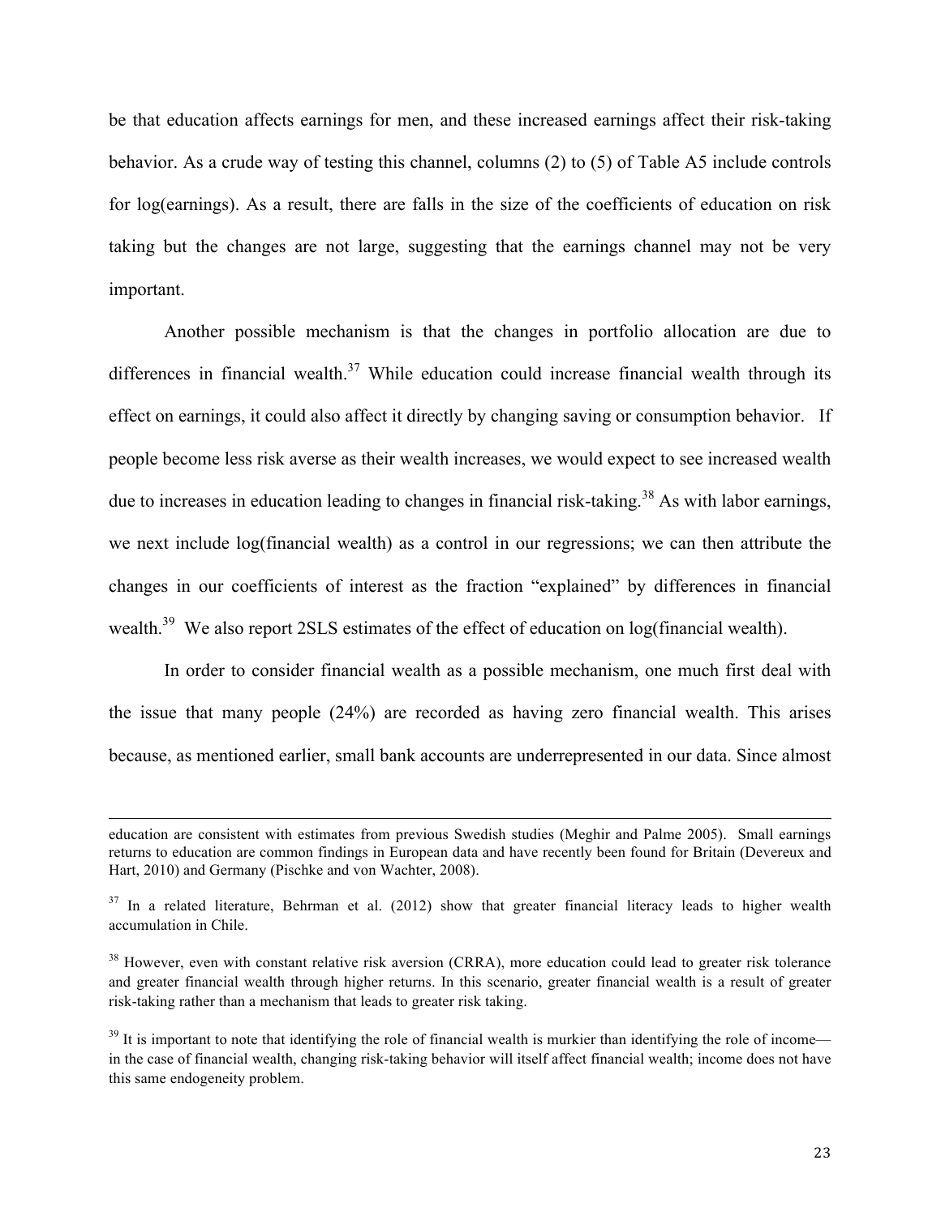be that education affects earnings for men, and these increased earnings affect their risk-taking behavior. As a crude way of testing this channel, columns (2) to (5) of Table A5 include controls for log(earnings). As a result, there are falls in the size of the coefficients of education on risk taking but the changes are not large, suggesting that the earnings channel may not be very important.

Another possible mechanism is that the changes in portfolio allocation are due to differences in financial wealth.[37] While education could increase financial wealth through its effect on earnings, it could also affect it directly by changing saving or consumption behavior. If people become less risk averse as their wealth increases, we would expect to see increased wealth due to increases in education leading to changes in financial risk-taking.[38] As with labor earnings, we next include log(financial wealth) as a control in our regressions; we can then attribute the changes in our coefficients of interest as the fraction "explained" by differences in financial wealth.[39] We also report 2SLS estimates of the effect of education on log(financial wealth).

In order to consider financial wealth as a possible mechanism, one much first deal with the issue that many people (24%) are recorded as having zero financial wealth. This arises because, as mentioned earlier, small bank accounts are underrepresented in our data. Since almost

---

education are consistent with estimates from previous Swedish studies (Meghir and Palme 2005). Small earnings returns to education are common findings in European data and have recently been found for Britain (Devereux and Hart, 2010) and Germany (Pischke and von Wachter, 2008).

[37] In a related literature, Behrman et al. (2012) show that greater financial literacy leads to higher wealth accumulation in Chile.

[38] However, even with constant relative risk aversion (CRRA), more education could lead to greater risk tolerance and greater financial wealth through higher returns. In this scenario, greater financial wealth is a result of greater risk-taking rather than a mechanism that leads to greater risk taking.

[39] It is important to note that identifying the role of financial wealth is murkier than identifying the role of income—in the case of financial wealth, changing risk-taking behavior will itself affect financial wealth; income does not have this same endogeneity problem.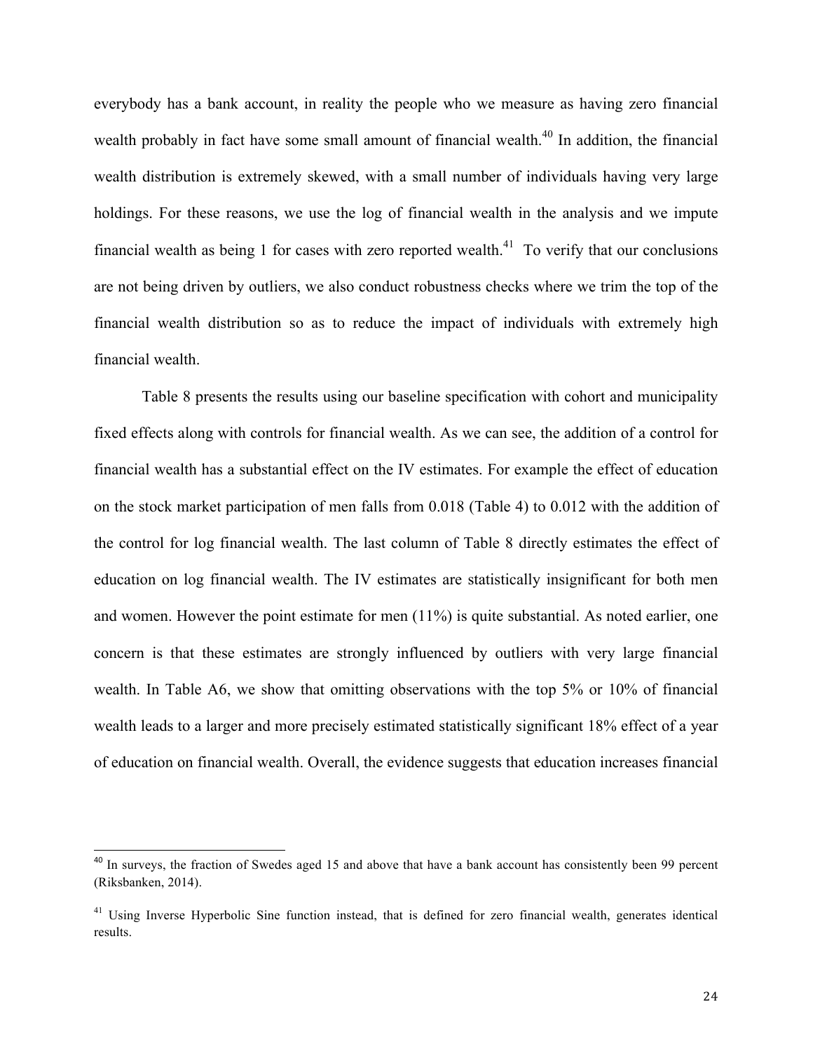everybody has a bank account, in reality the people who we measure as having zero financial wealth probably in fact have some small amount of financial wealth.[40] In addition, the financial wealth distribution is extremely skewed, with a small number of individuals having very large holdings. For these reasons, we use the log of financial wealth in the analysis and we impute financial wealth as being 1 for cases with zero reported wealth.[41] To verify that our conclusions are not being driven by outliers, we also conduct robustness checks where we trim the top of the financial wealth distribution so as to reduce the impact of individuals with extremely high financial wealth.

Table 8 presents the results using our baseline specification with cohort and municipality fixed effects along with controls for financial wealth. As we can see, the addition of a control for financial wealth has a substantial effect on the IV estimates. For example the effect of education on the stock market participation of men falls from 0.018 (Table 4) to 0.012 with the addition of the control for log financial wealth. The last column of Table 8 directly estimates the effect of education on log financial wealth. The IV estimates are statistically insignificant for both men and women. However the point estimate for men (11%) is quite substantial. As noted earlier, one concern is that these estimates are strongly influenced by outliers with very large financial wealth. In Table A6, we show that omitting observations with the top 5% or 10% of financial wealth leads to a larger and more precisely estimated statistically significant 18% effect of a year of education on financial wealth. Overall, the evidence suggests that education increases financial

[40] In surveys, the fraction of Swedes aged 15 and above that have a bank account has consistently been 99 percent (Riksbanken, 2014).

[41] Using Inverse Hyperbolic Sine function instead, that is defined for zero financial wealth, generates identical results.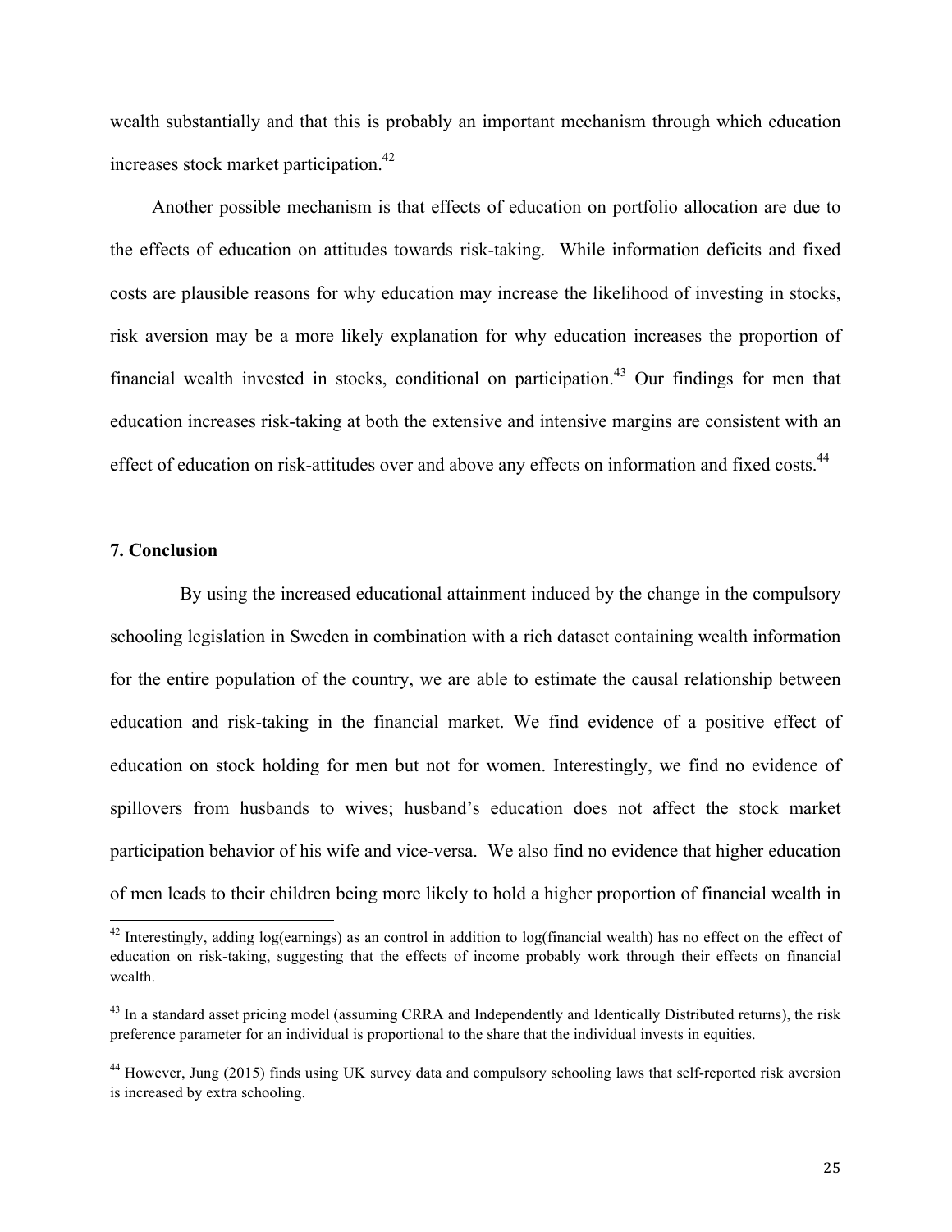wealth substantially and that this is probably an important mechanism through which education increases stock market participation.[42]

Another possible mechanism is that effects of education on portfolio allocation are due to the effects of education on attitudes towards risk-taking. While information deficits and fixed costs are plausible reasons for why education may increase the likelihood of investing in stocks, risk aversion may be a more likely explanation for why education increases the proportion of financial wealth invested in stocks, conditional on participation.[43] Our findings for men that education increases risk-taking at both the extensive and intensive margins are consistent with an effect of education on risk-attitudes over and above any effects on information and fixed costs.[44]

## 7. Conclusion

By using the increased educational attainment induced by the change in the compulsory schooling legislation in Sweden in combination with a rich dataset containing wealth information for the entire population of the country, we are able to estimate the causal relationship between education and risk-taking in the financial market. We find evidence of a positive effect of education on stock holding for men but not for women. Interestingly, we find no evidence of spillovers from husbands to wives; husband's education does not affect the stock market participation behavior of his wife and vice-versa. We also find no evidence that higher education of men leads to their children being more likely to hold a higher proportion of financial wealth in

---

[42] Interestingly, adding log(earnings) as an control in addition to log(financial wealth) has no effect on the effect of education on risk-taking, suggesting that the effects of income probably work through their effects on financial wealth.

[43] In a standard asset pricing model (assuming CRRA and Independently and Identically Distributed returns), the risk preference parameter for an individual is proportional to the share that the individual invests in equities.

[44] However, Jung (2015) finds using UK survey data and compulsory schooling laws that self-reported risk aversion is increased by extra schooling.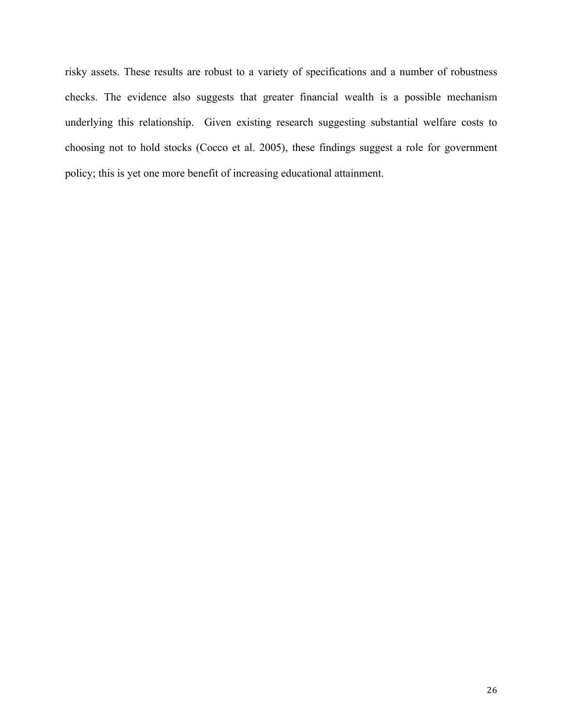risky assets. These results are robust to a variety of specifications and a number of robustness checks. The evidence also suggests that greater financial wealth is a possible mechanism underlying this relationship. Given existing research suggesting substantial welfare costs to choosing not to hold stocks (Cocco et al. 2005), these findings suggest a role for government policy; this is yet one more benefit of increasing educational attainment.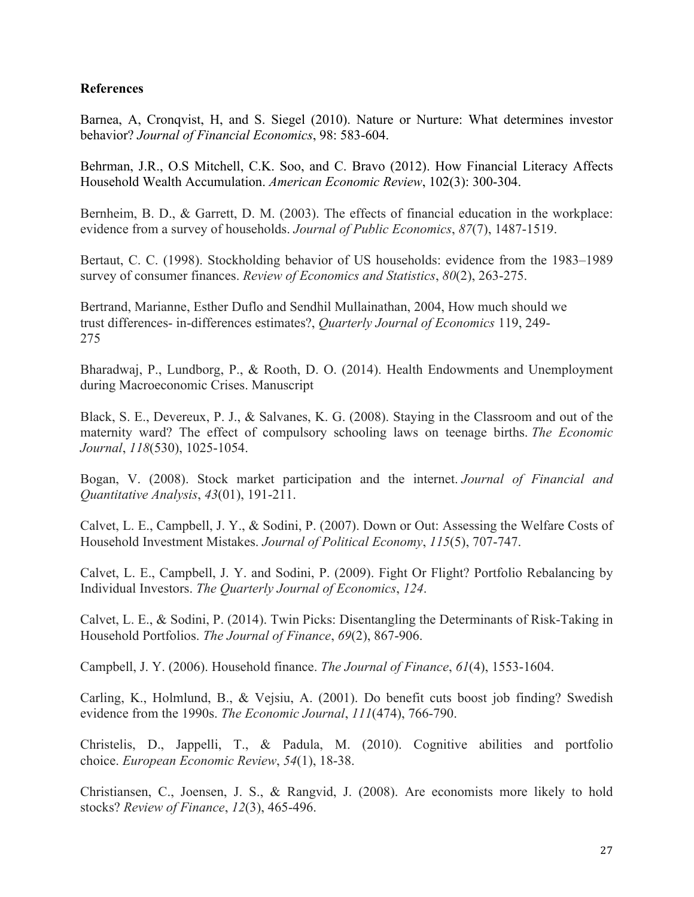**References**

Barnea, A, Cronqvist, H, and S. Siegel (2010). Nature or Nurture: What determines investor behavior? *Journal of Financial Economics*, 98: 583-604.

Behrman, J.R., O.S Mitchell, C.K. Soo, and C. Bravo (2012). How Financial Literacy Affects Household Wealth Accumulation. *American Economic Review*, 102(3): 300-304.

Bernheim, B. D., & Garrett, D. M. (2003). The effects of financial education in the workplace: evidence from a survey of households. *Journal of Public Economics*, *87*(7), 1487-1519.

Bertaut, C. C. (1998). Stockholding behavior of US households: evidence from the 1983–1989 survey of consumer finances. *Review of Economics and Statistics*, *80*(2), 263-275.

Bertrand, Marianne, Esther Duflo and Sendhil Mullainathan, 2004, How much should we trust differences- in-differences estimates?, *Quarterly Journal of Economics* 119, 249-275

Bharadwaj, P., Lundborg, P., & Rooth, D. O. (2014). Health Endowments and Unemployment during Macroeconomic Crises. Manuscript

Black, S. E., Devereux, P. J., & Salvanes, K. G. (2008). Staying in the Classroom and out of the maternity ward? The effect of compulsory schooling laws on teenage births. *The Economic Journal*, *118*(530), 1025-1054.

Bogan, V. (2008). Stock market participation and the internet. *Journal of Financial and Quantitative Analysis*, *43*(01), 191-211.

Calvet, L. E., Campbell, J. Y., & Sodini, P. (2007). Down or Out: Assessing the Welfare Costs of Household Investment Mistakes. *Journal of Political Economy*, *115*(5), 707-747.

Calvet, L. E., Campbell, J. Y. and Sodini, P. (2009). Fight Or Flight? Portfolio Rebalancing by Individual Investors. *The Quarterly Journal of Economics*, *124*.

Calvet, L. E., & Sodini, P. (2014). Twin Picks: Disentangling the Determinants of Risk‐Taking in Household Portfolios. *The Journal of Finance*, *69*(2), 867-906.

Campbell, J. Y. (2006). Household finance. *The Journal of Finance*, *61*(4), 1553-1604.

Carling, K., Holmlund, B., & Vejsiu, A. (2001). Do benefit cuts boost job finding? Swedish evidence from the 1990s. *The Economic Journal*, *111*(474), 766-790.

Christelis, D., Jappelli, T., & Padula, M. (2010). Cognitive abilities and portfolio choice. *European Economic Review*, *54*(1), 18-38.

Christiansen, C., Joensen, J. S., & Rangvid, J. (2008). Are economists more likely to hold stocks? *Review of Finance*, *12*(3), 465-496.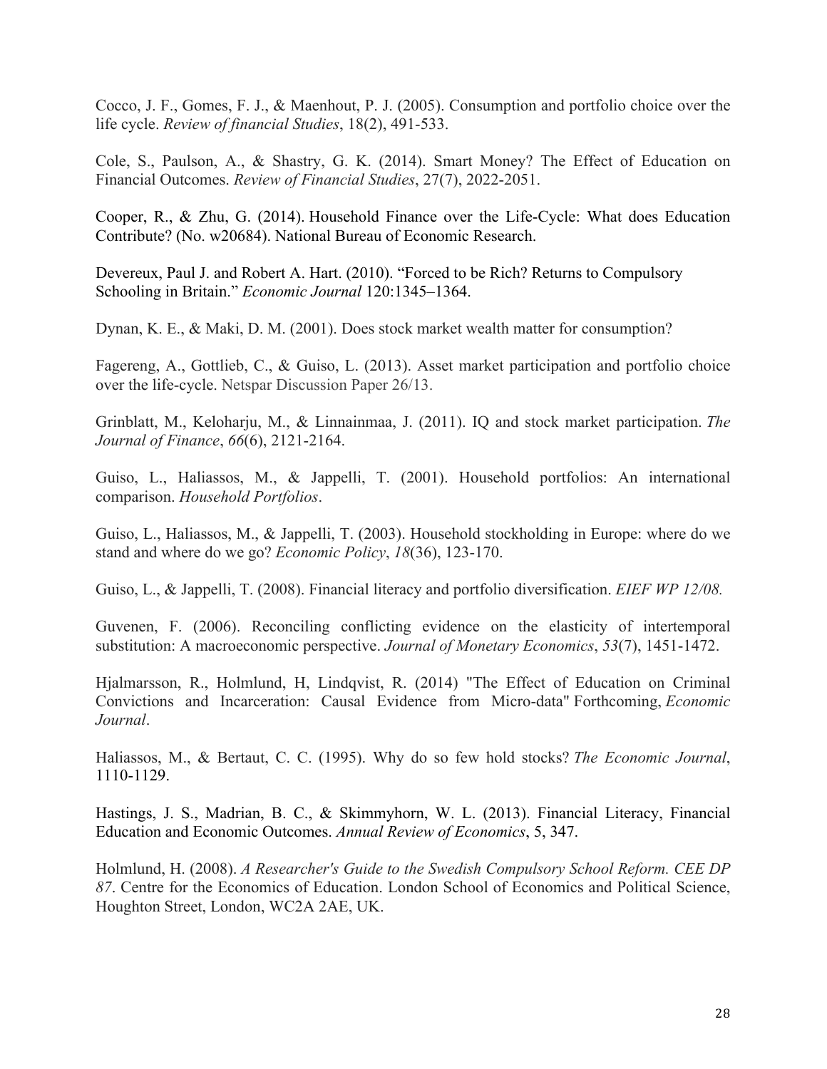Cocco, J. F., Gomes, F. J., & Maenhout, P. J. (2005). Consumption and portfolio choice over the life cycle. *Review of financial Studies*, 18(2), 491-533.

Cole, S., Paulson, A., & Shastry, G. K. (2014). Smart Money? The Effect of Education on Financial Outcomes. *Review of Financial Studies*, 27(7), 2022-2051.

Cooper, R., & Zhu, G. (2014). Household Finance over the Life-Cycle: What does Education Contribute? (No. w20684). National Bureau of Economic Research.

Devereux, Paul J. and Robert A. Hart. (2010). "Forced to be Rich? Returns to Compulsory Schooling in Britain." *Economic Journal* 120:1345–1364.

Dynan, K. E., & Maki, D. M. (2001). Does stock market wealth matter for consumption?

Fagereng, A., Gottlieb, C., & Guiso, L. (2013). Asset market participation and portfolio choice over the life-cycle. Netspar Discussion Paper 26/13.

Grinblatt, M., Keloharju, M., & Linnainmaa, J. (2011). IQ and stock market participation. *The Journal of Finance*, *66*(6), 2121-2164.

Guiso, L., Haliassos, M., & Jappelli, T. (2001). Household portfolios: An international comparison. *Household Portfolios*.

Guiso, L., Haliassos, M., & Jappelli, T. (2003). Household stockholding in Europe: where do we stand and where do we go? *Economic Policy*, *18*(36), 123-170.

Guiso, L., & Jappelli, T. (2008). Financial literacy and portfolio diversification. *EIEF WP 12/08.*

Guvenen, F. (2006). Reconciling conflicting evidence on the elasticity of intertemporal substitution: A macroeconomic perspective. *Journal of Monetary Economics*, *53*(7), 1451-1472.

Hjalmarsson, R., Holmlund, H, Lindqvist, R. (2014) "The Effect of Education on Criminal Convictions and Incarceration: Causal Evidence from Micro-data" Forthcoming, *Economic Journal*.

Haliassos, M., & Bertaut, C. C. (1995). Why do so few hold stocks? *The Economic Journal*, 1110-1129.

Hastings, J. S., Madrian, B. C., & Skimmyhorn, W. L. (2013). Financial Literacy, Financial Education and Economic Outcomes. *Annual Review of Economics*, 5, 347.

Holmlund, H. (2008). *A Researcher's Guide to the Swedish Compulsory School Reform. CEE DP 87*. Centre for the Economics of Education. London School of Economics and Political Science, Houghton Street, London, WC2A 2AE, UK.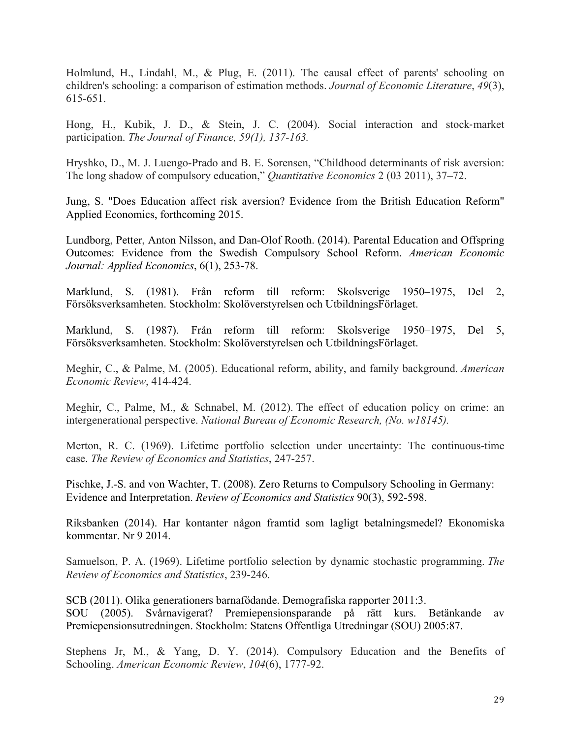Holmlund, H., Lindahl, M., & Plug, E. (2011). The causal effect of parents' schooling on children's schooling: a comparison of estimation methods. *Journal of Economic Literature*, *49*(3), 615-651.

Hong, H., Kubik, J. D., & Stein, J. C. (2004). Social interaction and stock-market participation. *The Journal of Finance, 59(1), 137-163.*

Hryshko, D., M. J. Luengo-Prado and B. E. Sorensen, "Childhood determinants of risk aversion: The long shadow of compulsory education," *Quantitative Economics* 2 (03 2011), 37–72.

Jung, S. "Does Education affect risk aversion? Evidence from the British Education Reform" Applied Economics, forthcoming 2015.

Lundborg, Petter, Anton Nilsson, and Dan-Olof Rooth. (2014). Parental Education and Offspring Outcomes: Evidence from the Swedish Compulsory School Reform. *American Economic Journal: Applied Economics*, 6(1), 253-78.

Marklund, S. (1981). Från reform till reform: Skolsverige 1950–1975, Del 2, Försöksverksamheten. Stockholm: Skolöverstyrelsen och UtbildningsFörlaget.

Marklund, S. (1987). Från reform till reform: Skolsverige 1950–1975, Del 5, Försöksverksamheten. Stockholm: Skolöverstyrelsen och UtbildningsFörlaget.

Meghir, C., & Palme, M. (2005). Educational reform, ability, and family background. *American Economic Review*, 414-424.

Meghir, C., Palme, M., & Schnabel, M. (2012). The effect of education policy on crime: an intergenerational perspective. *National Bureau of Economic Research, (No. w18145).*

Merton, R. C. (1969). Lifetime portfolio selection under uncertainty: The continuous-time case. *The Review of Economics and Statistics*, 247-257.

Pischke, J.-S. and von Wachter, T. (2008). Zero Returns to Compulsory Schooling in Germany: Evidence and Interpretation. *Review of Economics and Statistics* 90(3), 592-598.

Riksbanken (2014). Har kontanter någon framtid som lagligt betalningsmedel? Ekonomiska kommentar. Nr 9 2014.

Samuelson, P. A. (1969). Lifetime portfolio selection by dynamic stochastic programming. *The Review of Economics and Statistics*, 239-246.

SCB (2011). Olika generationers barnafödande. Demografiska rapporter 2011:3.

SOU (2005). Svårnavigerat? Premiepensionsparande på rätt kurs. Betänkande av Premiepensionsutredningen. Stockholm: Statens Offentliga Utredningar (SOU) 2005:87.

Stephens Jr, M., & Yang, D. Y. (2014). Compulsory Education and the Benefits of Schooling. *American Economic Review*, *104*(6), 1777-92.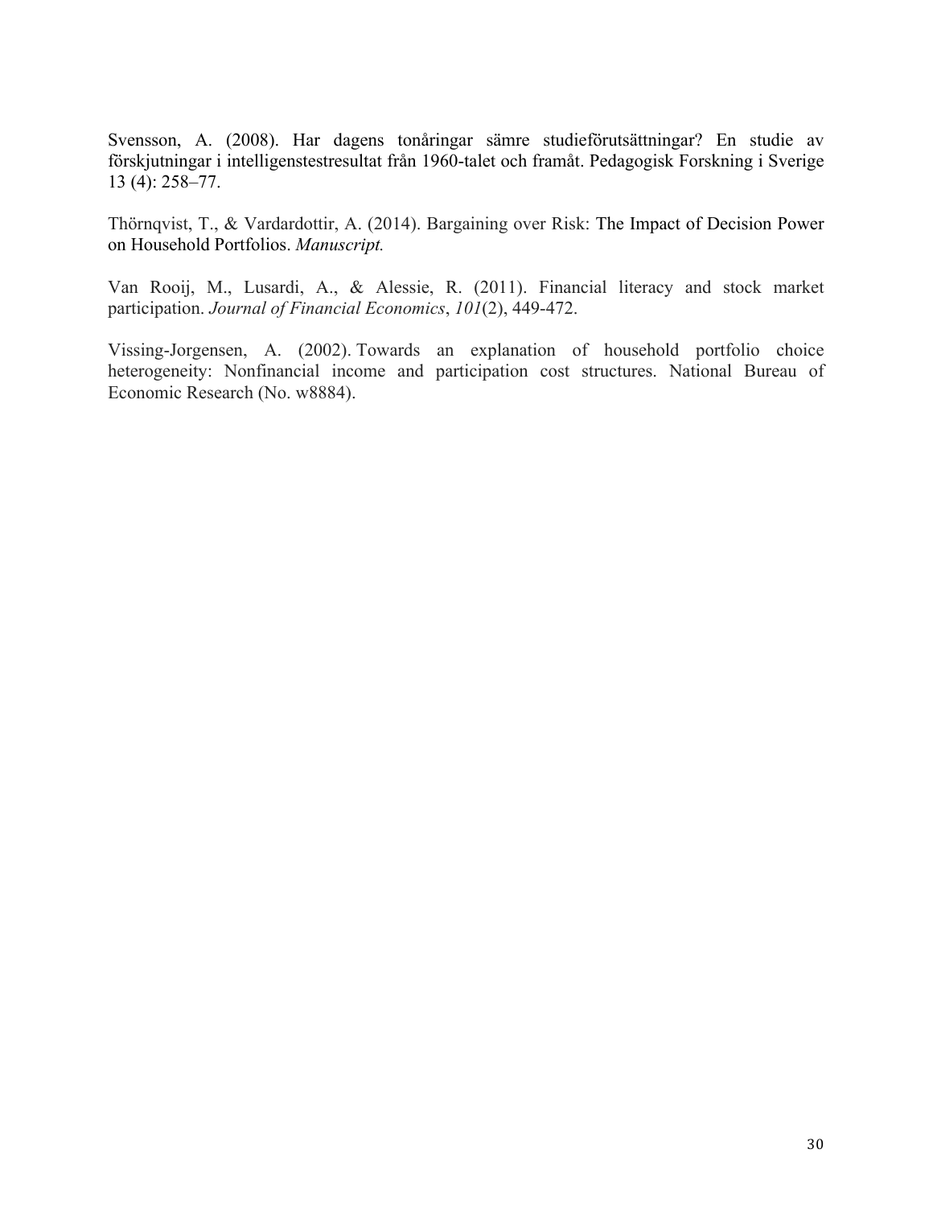Svensson, A. (2008). Har dagens tonåringar sämre studieförutsättningar? En studie av förskjutningar i intelligenstestresultat från 1960-talet och framåt. Pedagogisk Forskning i Sverige 13 (4): 258–77.

Thörnqvist, T., & Vardardottir, A. (2014). Bargaining over Risk: The Impact of Decision Power on Household Portfolios. *Manuscript.*

Van Rooij, M., Lusardi, A., & Alessie, R. (2011). Financial literacy and stock market participation. *Journal of Financial Economics*, *101*(2), 449-472.

Vissing-Jorgensen, A. (2002). Towards an explanation of household portfolio choice heterogeneity: Nonfinancial income and participation cost structures. National Bureau of Economic Research (No. w8884).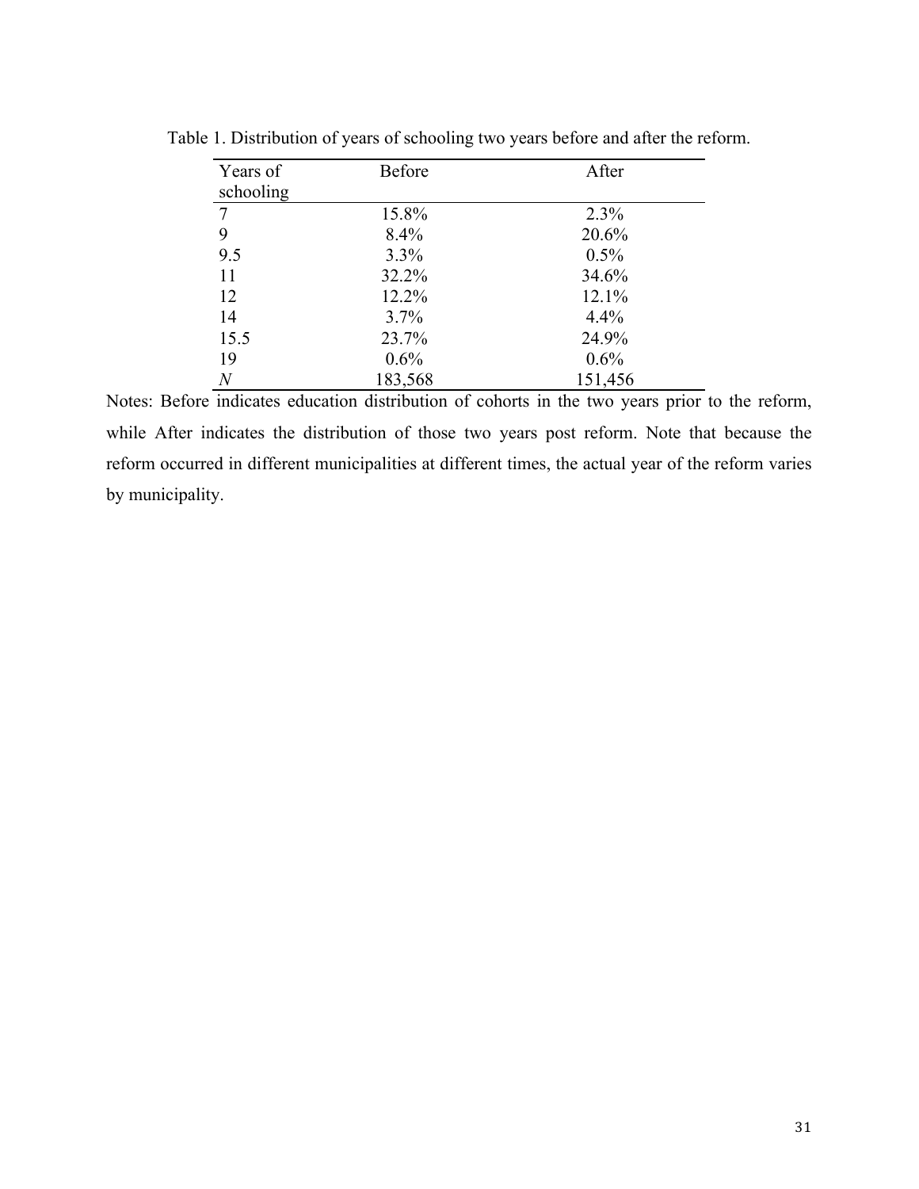Table 1. Distribution of years of schooling two years before and after the reform.

| Years of schooling | Before | After |
|---|---|---|
| 7 | 15.8% | 2.3% |
| 9 | 8.4% | 20.6% |
| 9.5 | 3.3% | 0.5% |
| 11 | 32.2% | 34.6% |
| 12 | 12.2% | 12.1% |
| 14 | 3.7% | 4.4% |
| 15.5 | 23.7% | 24.9% |
| 19 | 0.6% | 0.6% |
| *N* | 183,568 | 151,456 |

Notes: Before indicates education distribution of cohorts in the two years prior to the reform, while After indicates the distribution of those two years post reform. Note that because the reform occurred in different municipalities at different times, the actual year of the reform varies by municipality.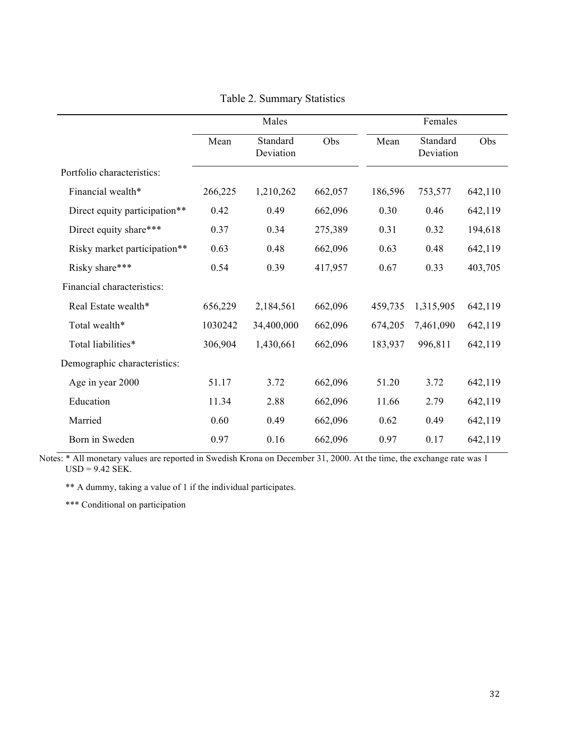# Table 2. Summary Statistics

| | Males | | | Females | | |
|---|---|---|---|---|---|---|
| | Mean | Standard Deviation | Obs | Mean | Standard Deviation | Obs |
| Portfolio characteristics: | | | | | | |
| Financial wealth* | 266,225 | 1,210,262 | 662,057 | 186,596 | 753,577 | 642,110 |
| Direct equity participation** | 0.42 | 0.49 | 662,096 | 0.30 | 0.46 | 642,119 |
| Direct equity share*** | 0.37 | 0.34 | 275,389 | 0.31 | 0.32 | 194,618 |
| Risky market participation** | 0.63 | 0.48 | 662,096 | 0.63 | 0.48 | 642,119 |
| Risky share*** | 0.54 | 0.39 | 417,957 | 0.67 | 0.33 | 403,705 |
| Financial characteristics: | | | | | | |
| Real Estate wealth* | 656,229 | 2,184,561 | 662,096 | 459,735 | 1,315,905 | 642,119 |
| Total wealth* | 1030242 | 34,400,000 | 662,096 | 674,205 | 7,461,090 | 642,119 |
| Total liabilities* | 306,904 | 1,430,661 | 662,096 | 183,937 | 996,811 | 642,119 |
| Demographic characteristics: | | | | | | |
| Age in year 2000 | 51.17 | 3.72 | 662,096 | 51.20 | 3.72 | 642,119 |
| Education | 11.34 | 2.88 | 662,096 | 11.66 | 2.79 | 642,119 |
| Married | 0.60 | 0.49 | 662,096 | 0.62 | 0.49 | 642,119 |
| Born in Sweden | 0.97 | 0.16 | 662,096 | 0.97 | 0.17 | 642,119 |

Notes: * All monetary values are reported in Swedish Krona on December 31, 2000. At the time, the exchange rate was 1 USD = 9.42 SEK.

** A dummy, taking a value of 1 if the individual participates.

*** Conditional on participation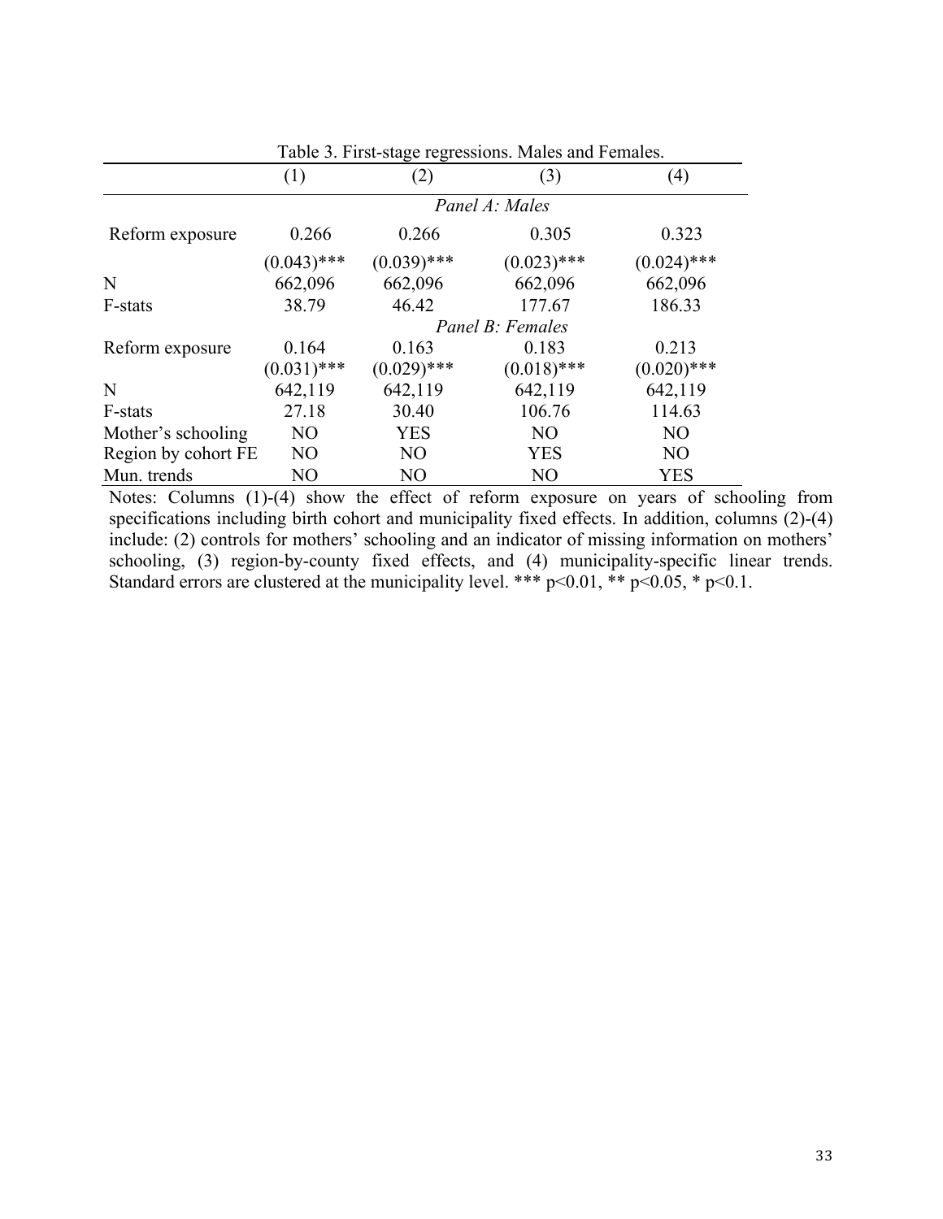Table 3. First-stage regressions. Males and Females.

| | (1) | (2) | (3) | (4) |
|---|---|---|---|---|
| | | *Panel A: Males* | | |
| Reform exposure | 0.266 | 0.266 | 0.305 | 0.323 |
| | (0.043)*** | (0.039)*** | (0.023)*** | (0.024)*** |
| N | 662,096 | 662,096 | 662,096 | 662,096 |
| F-stats | 38.79 | 46.42 | 177.67 | 186.33 |
| | | *Panel B: Females* | | |
| Reform exposure | 0.164 | 0.163 | 0.183 | 0.213 |
| | (0.031)*** | (0.029)*** | (0.018)*** | (0.020)*** |
| N | 642,119 | 642,119 | 642,119 | 642,119 |
| F-stats | 27.18 | 30.40 | 106.76 | 114.63 |
| Mother's schooling | NO | YES | NO | NO |
| Region by cohort FE | NO | NO | YES | NO |
| Mun. trends | NO | NO | NO | YES |

Notes: Columns (1)-(4) show the effect of reform exposure on years of schooling from specifications including birth cohort and municipality fixed effects. In addition, columns (2)-(4) include: (2) controls for mothers' schooling and an indicator of missing information on mothers' schooling, (3) region-by-county fixed effects, and (4) municipality-specific linear trends. Standard errors are clustered at the municipality level. *** $p<0.01$, ** $p<0.05$, * $p<0.1$.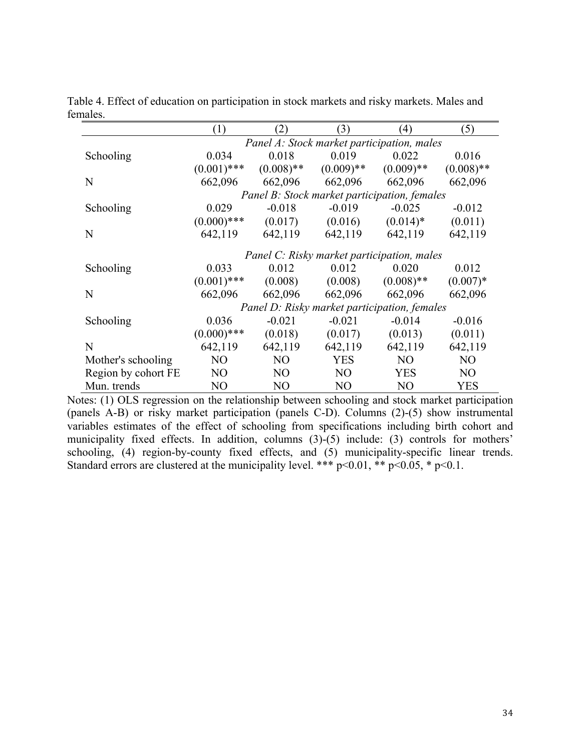Table 4. Effect of education on participation in stock markets and risky markets. Males and females.

| | (1) | (2) | (3) | (4) | (5) |
|---|---|---|---|---|---|
| | *Panel A: Stock market participation, males* | | | | |
| Schooling | 0.034 | 0.018 | 0.019 | 0.022 | 0.016 |
| | (0.001)*** | (0.008)** | (0.009)** | (0.009)** | (0.008)** |
| N | 662,096 | 662,096 | 662,096 | 662,096 | 662,096 |
| | *Panel B: Stock market participation, females* | | | | |
| Schooling | 0.029 | -0.018 | -0.019 | -0.025 | -0.012 |
| | (0.000)*** | (0.017) | (0.016) | (0.014)* | (0.011) |
| N | 642,119 | 642,119 | 642,119 | 642,119 | 642,119 |
| | *Panel C: Risky market participation, males* | | | | |
| Schooling | 0.033 | 0.012 | 0.012 | 0.020 | 0.012 |
| | (0.001)*** | (0.008) | (0.008) | (0.008)** | (0.007)* |
| N | 662,096 | 662,096 | 662,096 | 662,096 | 662,096 |
| | *Panel D: Risky market participation, females* | | | | |
| Schooling | 0.036 | -0.021 | -0.021 | -0.014 | -0.016 |
| | (0.000)*** | (0.018) | (0.017) | (0.013) | (0.011) |
| N | 642,119 | 642,119 | 642,119 | 642,119 | 642,119 |
| Mother's schooling | NO | NO | YES | NO | NO |
| Region by cohort FE | NO | NO | NO | YES | NO |
| Mun. trends | NO | NO | NO | NO | YES |

Notes: (1) OLS regression on the relationship between schooling and stock market participation (panels A-B) or risky market participation (panels C-D). Columns (2)-(5) show instrumental variables estimates of the effect of schooling from specifications including birth cohort and municipality fixed effects. In addition, columns (3)-(5) include: (3) controls for mothers' schooling, (4) region-by-county fixed effects, and (5) municipality-specific linear trends. Standard errors are clustered at the municipality level. *** $p<0.01$, ** $p<0.05$, * $p<0.1$.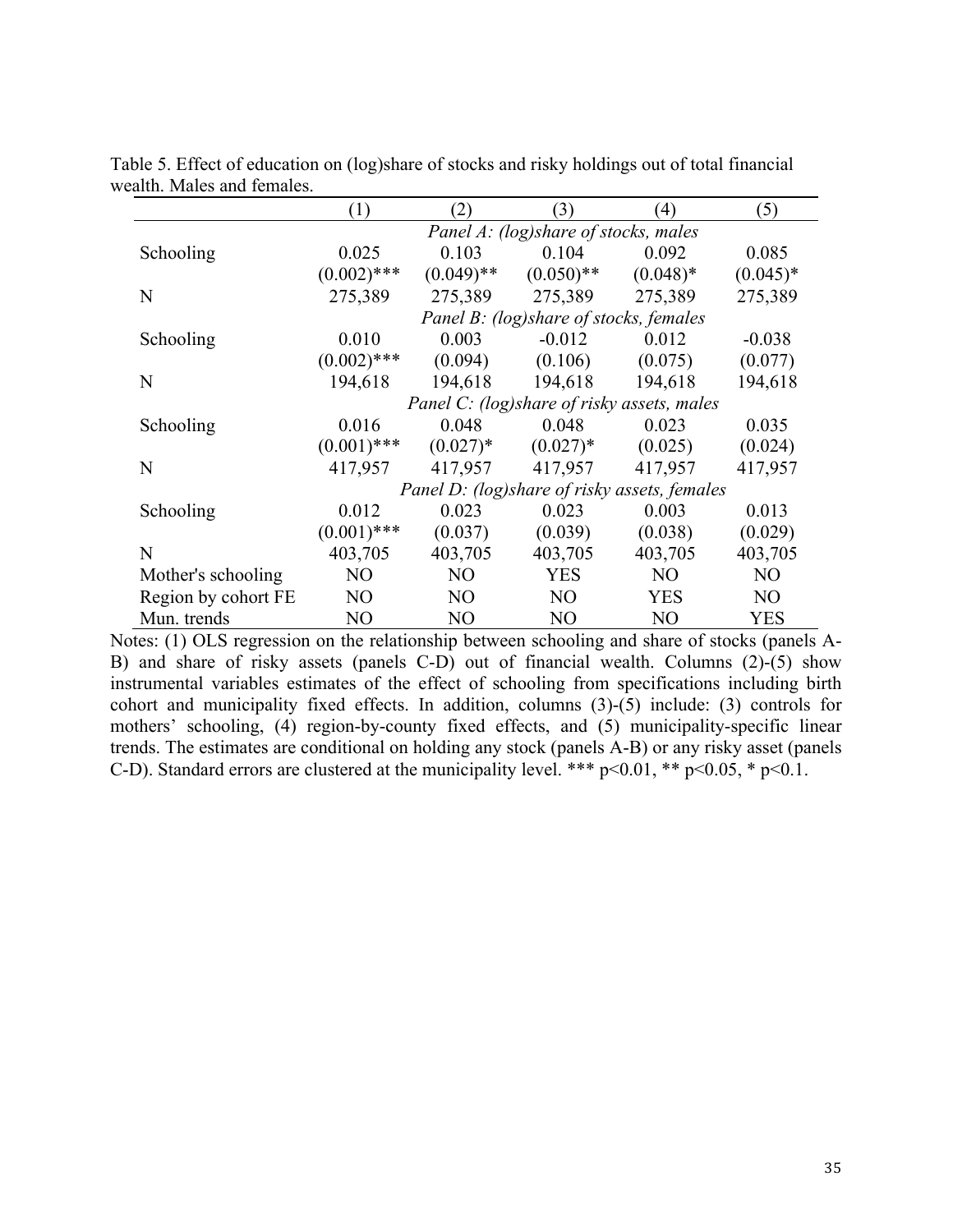Table 5. Effect of education on (log)share of stocks and risky holdings out of total financial wealth. Males and females.

| | (1) | (2) | (3) | (4) | (5) |
|---|---|---|---|---|---|
| | *Panel A: (log)share of stocks, males* | | | | |
| Schooling | 0.025 | 0.103 | 0.104 | 0.092 | 0.085 |
| | (0.002)*** | (0.049)** | (0.050)** | (0.048)* | (0.045)* |
| N | 275,389 | 275,389 | 275,389 | 275,389 | 275,389 |
| | *Panel B: (log)share of stocks, females* | | | | |
| Schooling | 0.010 | 0.003 | -0.012 | 0.012 | -0.038 |
| | (0.002)*** | (0.094) | (0.106) | (0.075) | (0.077) |
| N | 194,618 | 194,618 | 194,618 | 194,618 | 194,618 |
| | *Panel C: (log)share of risky assets, males* | | | | |
| Schooling | 0.016 | 0.048 | 0.048 | 0.023 | 0.035 |
| | (0.001)*** | (0.027)* | (0.027)* | (0.025) | (0.024) |
| N | 417,957 | 417,957 | 417,957 | 417,957 | 417,957 |
| | *Panel D: (log)share of risky assets, females* | | | | |
| Schooling | 0.012 | 0.023 | 0.023 | 0.003 | 0.013 |
| | (0.001)*** | (0.037) | (0.039) | (0.038) | (0.029) |
| N | 403,705 | 403,705 | 403,705 | 403,705 | 403,705 |
| Mother's schooling | NO | NO | YES | NO | NO |
| Region by cohort FE | NO | NO | NO | YES | NO |
| Mun. trends | NO | NO | NO | NO | YES |

Notes: (1) OLS regression on the relationship between schooling and share of stocks (panels A-B) and share of risky assets (panels C-D) out of financial wealth. Columns (2)-(5) show instrumental variables estimates of the effect of schooling from specifications including birth cohort and municipality fixed effects. In addition, columns (3)-(5) include: (3) controls for mothers' schooling, (4) region-by-county fixed effects, and (5) municipality-specific linear trends. The estimates are conditional on holding any stock (panels A-B) or any risky asset (panels C-D). Standard errors are clustered at the municipality level. *** p<0.01, ** p<0.05, * p<0.1.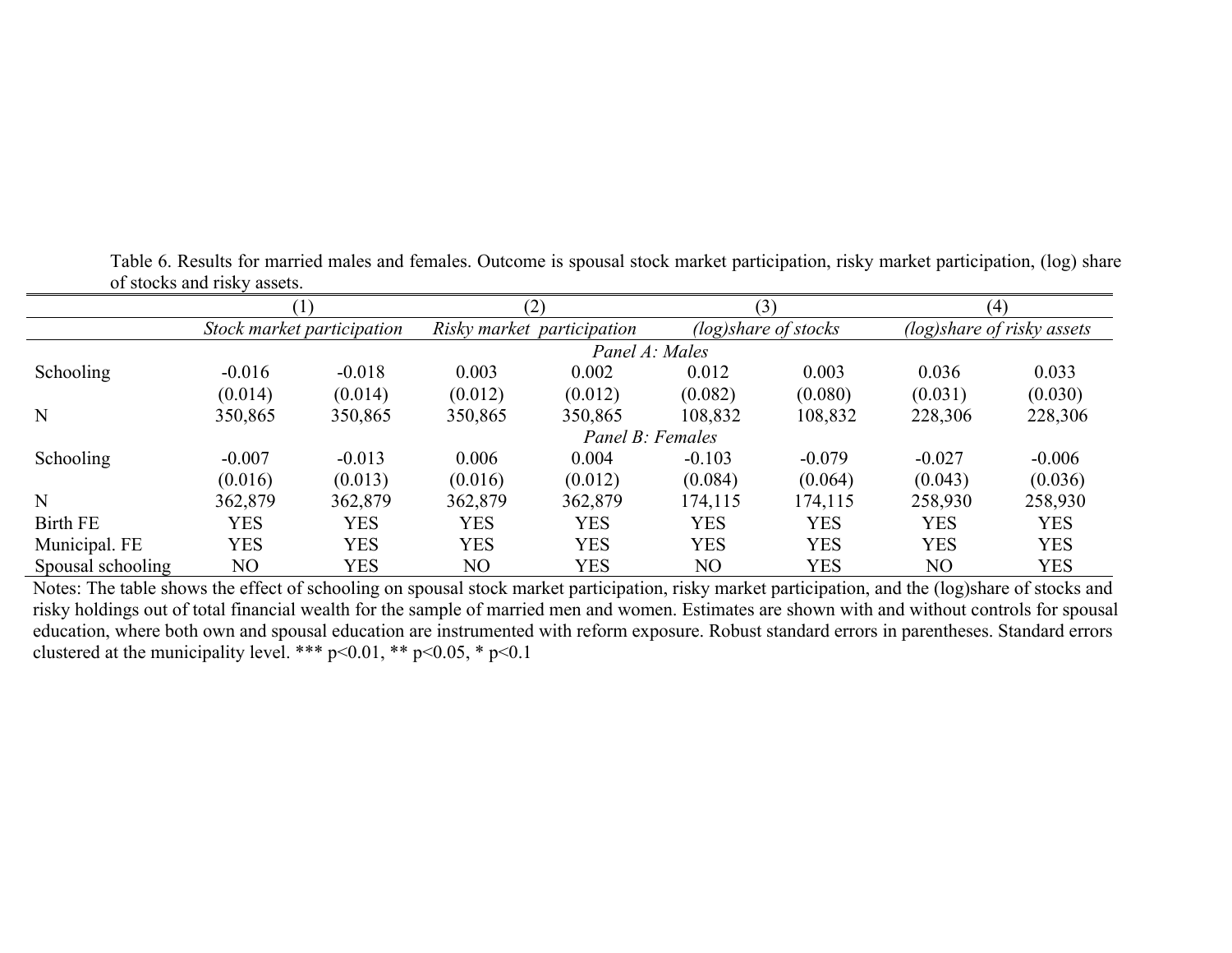Table 6. Results for married males and females. Outcome is spousal stock market participation, risky market participation, (log) share of stocks and risky assets.

| | (1) | | (2) | | (3) | | (4) | |
|---|---|---|---|---|---|---|---|---|
| | *Stock market participation* | | *Risky market participation* | | *(log)share of stocks* | | *(log)share of risky assets* | |
| | | | | *Panel A: Males* | | | | |
| Schooling | -0.016 | -0.018 | 0.003 | 0.002 | 0.012 | 0.003 | 0.036 | 0.033 |
| | (0.014) | (0.014) | (0.012) | (0.012) | (0.082) | (0.080) | (0.031) | (0.030) |
| N | 350,865 | 350,865 | 350,865 | 350,865 | 108,832 | 108,832 | 228,306 | 228,306 |
| | | | | *Panel B: Females* | | | | |
| Schooling | -0.007 | -0.013 | 0.006 | 0.004 | -0.103 | -0.079 | -0.027 | -0.006 |
| | (0.016) | (0.013) | (0.016) | (0.012) | (0.084) | (0.064) | (0.043) | (0.036) |
| N | 362,879 | 362,879 | 362,879 | 362,879 | 174,115 | 174,115 | 258,930 | 258,930 |
| Birth FE | YES | YES | YES | YES | YES | YES | YES | YES |
| Municipal. FE | YES | YES | YES | YES | YES | YES | YES | YES |
| Spousal schooling | NO | YES | NO | YES | NO | YES | NO | YES |

Notes: The table shows the effect of schooling on spousal stock market participation, risky market participation, and the (log)share of stocks and risky holdings out of total financial wealth for the sample of married men and women. Estimates are shown with and without controls for spousal education, where both own and spousal education are instrumented with reform exposure. Robust standard errors in parentheses. Standard errors clustered at the municipality level. *** p<0.01, ** p<0.05, * p<0.1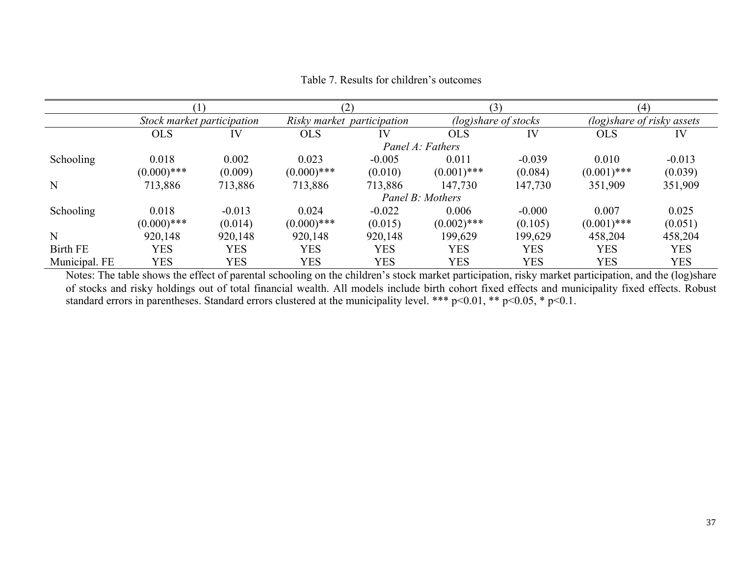Table 7. Results for children's outcomes

| | (1) | | (2) | | (3) | | (4) | |
|---|---|---|---|---|---|---|---|---|
| | *Stock market participation* | | *Risky market participation* | | *(log)share of stocks* | | *(log)share of risky assets* | |
| | OLS | IV | OLS | IV | OLS | IV | OLS | IV |
| | | | | *Panel A: Fathers* | | | | |
| Schooling | 0.018 | 0.002 | 0.023 | -0.005 | 0.011 | -0.039 | 0.010 | -0.013 |
| | (0.000)*** | (0.009) | (0.000)*** | (0.010) | (0.001)*** | (0.084) | (0.001)*** | (0.039) |
| N | 713,886 | 713,886 | 713,886 | 713,886 | 147,730 | 147,730 | 351,909 | 351,909 |
| | | | | *Panel B: Mothers* | | | | |
| Schooling | 0.018 | -0.013 | 0.024 | -0.022 | 0.006 | -0.000 | 0.007 | 0.025 |
| | (0.000)*** | (0.014) | (0.000)*** | (0.015) | (0.002)*** | (0.105) | (0.001)*** | (0.051) |
| N | 920,148 | 920,148 | 920,148 | 920,148 | 199,629 | 199,629 | 458,204 | 458,204 |
| Birth FE | YES | YES | YES | YES | YES | YES | YES | YES |
| Municipal. FE | YES | YES | YES | YES | YES | YES | YES | YES |

Notes: The table shows the effect of parental schooling on the children's stock market participation, risky market participation, and the (log)share of stocks and risky holdings out of total financial wealth. All models include birth cohort fixed effects and municipality fixed effects. Robust standard errors in parentheses. Standard errors clustered at the municipality level. *** p<0.01, ** p<0.05, * p<0.1.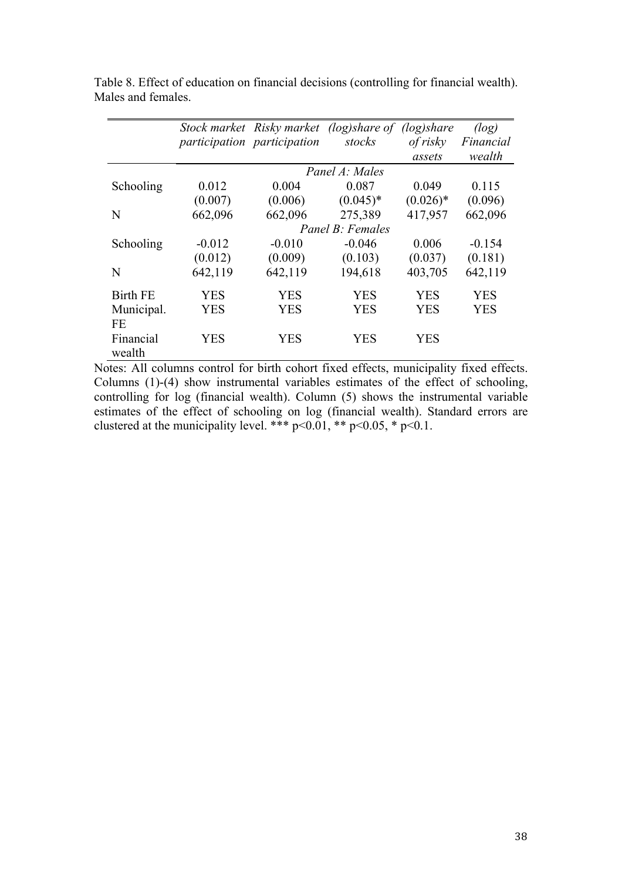Table 8. Effect of education on financial decisions (controlling for financial wealth). Males and females.

| | *Stock market participation* | *Risky market participation* | *(log)share of stocks* | *(log)share of risky assets* | *(log) Financial wealth* |
|---|---|---|---|---|---|
| | | | *Panel A: Males* | | |
| Schooling | 0.012 | 0.004 | 0.087 | 0.049 | 0.115 |
| | (0.007) | (0.006) | (0.045)* | (0.026)* | (0.096) |
| N | 662,096 | 662,096 | 275,389 | 417,957 | 662,096 |
| | | | *Panel B: Females* | | |
| Schooling | -0.012 | -0.010 | -0.046 | 0.006 | -0.154 |
| | (0.012) | (0.009) | (0.103) | (0.037) | (0.181) |
| N | 642,119 | 642,119 | 194,618 | 403,705 | 642,119 |
| Birth FE | YES | YES | YES | YES | YES |
| Municipal. FE | YES | YES | YES | YES | YES |
| Financial wealth | YES | YES | YES | YES | |

Notes: All columns control for birth cohort fixed effects, municipality fixed effects. Columns (1)-(4) show instrumental variables estimates of the effect of schooling, controlling for log (financial wealth). Column (5) shows the instrumental variable estimates of the effect of schooling on log (financial wealth). Standard errors are clustered at the municipality level. *** $p<0.01$, ** $p<0.05$, * $p<0.1$.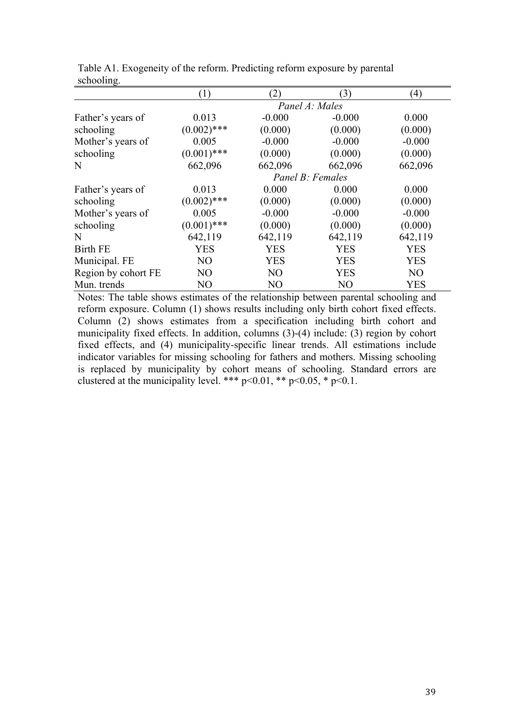Table A1. Exogeneity of the reform. Predicting reform exposure by parental schooling.

| | (1) | (2) | (3) | (4) |
|---|---|---|---|---|
| | *Panel A: Males* | | | |
| Father's years of schooling | 0.013 | -0.000 | -0.000 | 0.000 |
| | (0.002)*** | (0.000) | (0.000) | (0.000) |
| Mother's years of schooling | 0.005 | -0.000 | -0.000 | -0.000 |
| | (0.001)*** | (0.000) | (0.000) | (0.000) |
| N | 662,096 | 662,096 | 662,096 | 662,096 |
| | *Panel B: Females* | | | |
| Father's years of schooling | 0.013 | 0.000 | 0.000 | 0.000 |
| | (0.002)*** | (0.000) | (0.000) | (0.000) |
| Mother's years of schooling | 0.005 | -0.000 | -0.000 | -0.000 |
| | (0.001)*** | (0.000) | (0.000) | (0.000) |
| N | 642,119 | 642,119 | 642,119 | 642,119 |
| Birth FE | YES | YES | YES | YES |
| Municipal. FE | NO | YES | YES | YES |
| Region by cohort FE | NO | NO | YES | NO |
| Mun. trends | NO | NO | NO | YES |

Notes: The table shows estimates of the relationship between parental schooling and reform exposure. Column (1) shows results including only birth cohort fixed effects. Column (2) shows estimates from a specification including birth cohort and municipality fixed effects. In addition, columns (3)-(4) include: (3) region by cohort fixed effects, and (4) municipality-specific linear trends. All estimations include indicator variables for missing schooling for fathers and mothers. Missing schooling is replaced by municipality by cohort means of schooling. Standard errors are clustered at the municipality level. *** $p<0.01$, ** $p<0.05$, * $p<0.1$.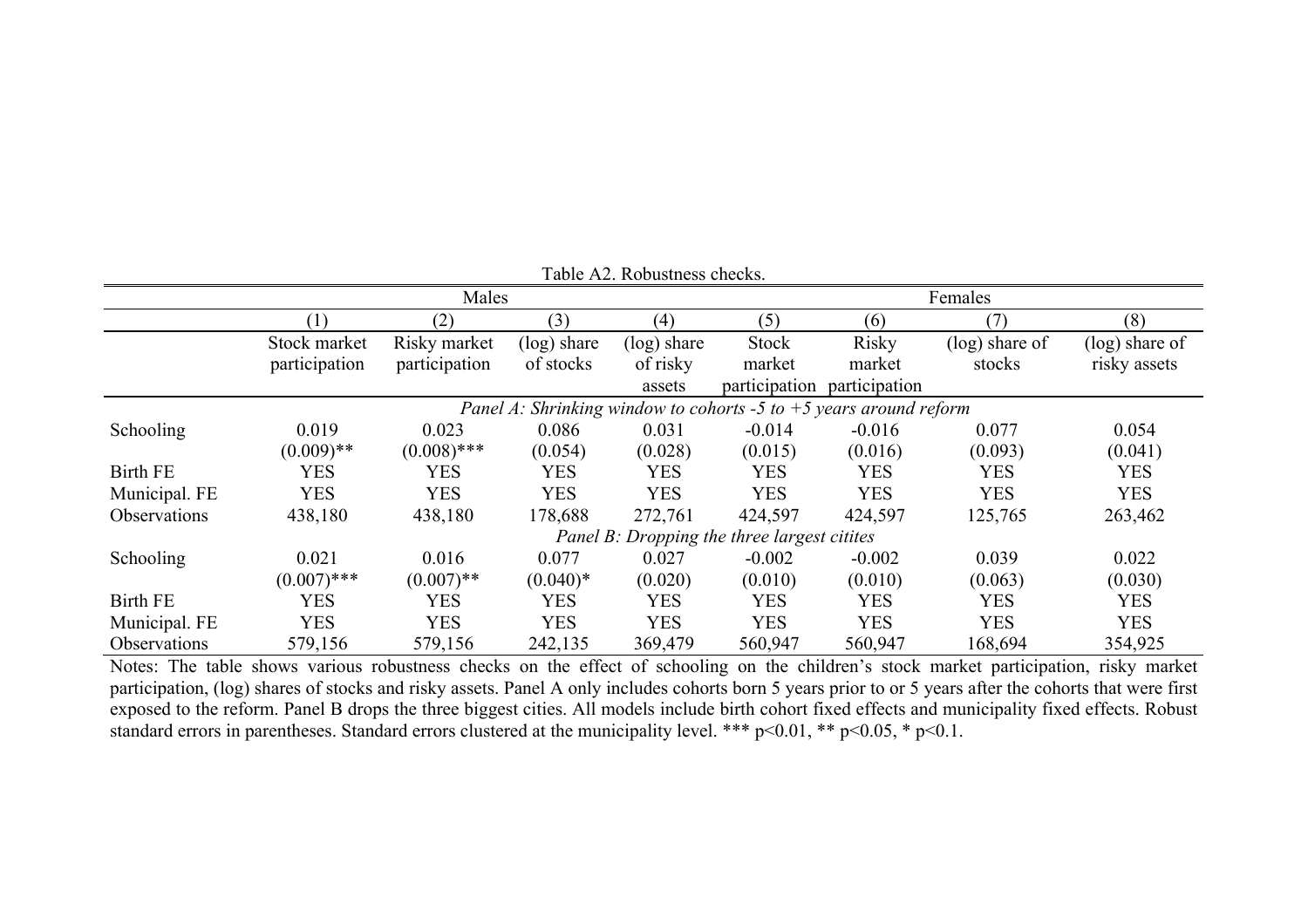Table A2. Robustness checks.

| | Males | | | | Females | | | |
|---|---|---|---|---|---|---|---|---|
| | (1) | (2) | (3) | (4) | (5) | (6) | (7) | (8) |
| | Stock market participation | Risky market participation | (log) share of stocks | (log) share of risky assets | Stock market participation | Risky market participation | (log) share of stocks | (log) share of risky assets |
| *Panel A: Shrinking window to cohorts -5 to +5 years around reform* | | | | | | | | |
| Schooling | 0.019 | 0.023 | 0.086 | 0.031 | -0.014 | -0.016 | 0.077 | 0.054 |
| | (0.009)** | (0.008)*** | (0.054) | (0.028) | (0.015) | (0.016) | (0.093) | (0.041) |
| Birth FE | YES | YES | YES | YES | YES | YES | YES | YES |
| Municipal. FE | YES | YES | YES | YES | YES | YES | YES | YES |
| Observations | 438,180 | 438,180 | 178,688 | 272,761 | 424,597 | 424,597 | 125,765 | 263,462 |
| *Panel B: Dropping the three largest citites* | | | | | | | | |
| Schooling | 0.021 | 0.016 | 0.077 | 0.027 | -0.002 | -0.002 | 0.039 | 0.022 |
| | (0.007)*** | (0.007)** | (0.040)* | (0.020) | (0.010) | (0.010) | (0.063) | (0.030) |
| Birth FE | YES | YES | YES | YES | YES | YES | YES | YES |
| Municipal. FE | YES | YES | YES | YES | YES | YES | YES | YES |
| Observations | 579,156 | 579,156 | 242,135 | 369,479 | 560,947 | 560,947 | 168,694 | 354,925 |

Notes: The table shows various robustness checks on the effect of schooling on the children's stock market participation, risky market participation, (log) shares of stocks and risky assets. Panel A only includes cohorts born 5 years prior to or 5 years after the cohorts that were first exposed to the reform. Panel B drops the three biggest cities. All models include birth cohort fixed effects and municipality fixed effects. Robust standard errors in parentheses. Standard errors clustered at the municipality level. *** p<0.01, ** p<0.05, * p<0.1.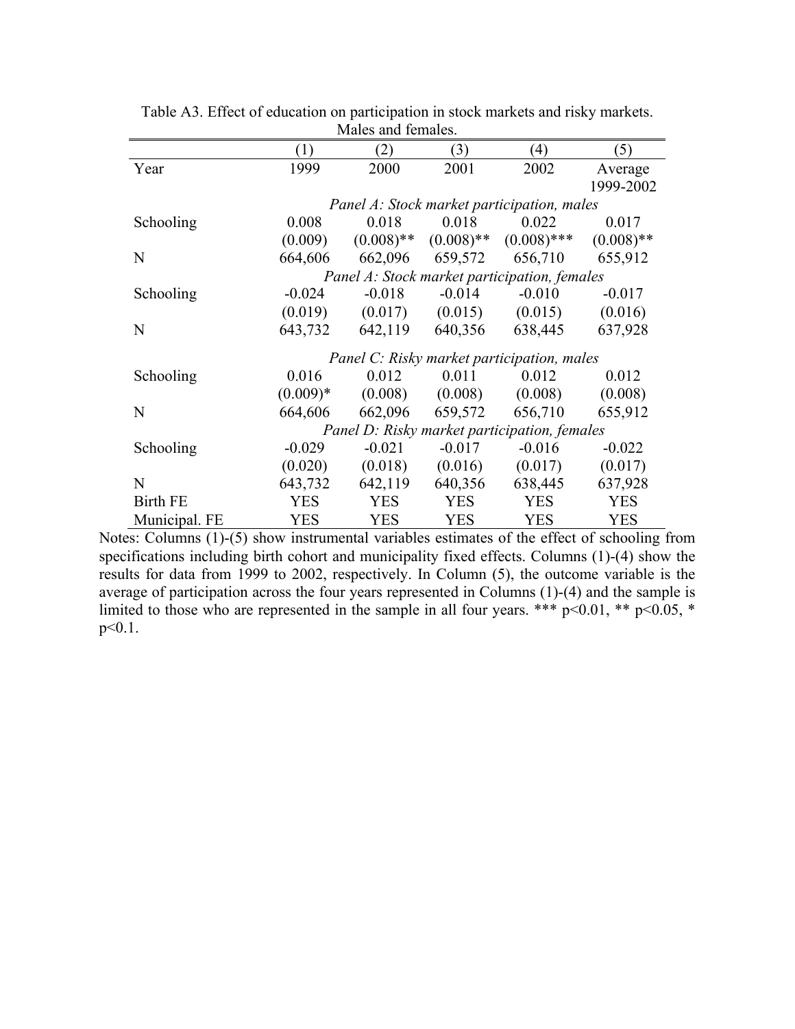Table A3. Effect of education on participation in stock markets and risky markets. Males and females.

| | (1) | (2) | (3) | (4) | (5) |
|---|---|---|---|---|---|
| Year | 1999 | 2000 | 2001 | 2002 | Average 1999-2002 |
| | *Panel A: Stock market participation, males* | | | | |
| Schooling | 0.008 | 0.018 | 0.018 | 0.022 | 0.017 |
| | (0.009) | (0.008)** | (0.008)** | (0.008)*** | (0.008)** |
| N | 664,606 | 662,096 | 659,572 | 656,710 | 655,912 |
| | *Panel A: Stock market participation, females* | | | | |
| Schooling | -0.024 | -0.018 | -0.014 | -0.010 | -0.017 |
| | (0.019) | (0.017) | (0.015) | (0.015) | (0.016) |
| N | 643,732 | 642,119 | 640,356 | 638,445 | 637,928 |
| | *Panel C: Risky market participation, males* | | | | |
| Schooling | 0.016 | 0.012 | 0.011 | 0.012 | 0.012 |
| | (0.009)* | (0.008) | (0.008) | (0.008) | (0.008) |
| N | 664,606 | 662,096 | 659,572 | 656,710 | 655,912 |
| | *Panel D: Risky market participation, females* | | | | |
| Schooling | -0.029 | -0.021 | -0.017 | -0.016 | -0.022 |
| | (0.020) | (0.018) | (0.016) | (0.017) | (0.017) |
| N | 643,732 | 642,119 | 640,356 | 638,445 | 637,928 |
| Birth FE | YES | YES | YES | YES | YES |
| Municipal. FE | YES | YES | YES | YES | YES |

Notes: Columns (1)-(5) show instrumental variables estimates of the effect of schooling from specifications including birth cohort and municipality fixed effects. Columns (1)-(4) show the results for data from 1999 to 2002, respectively. In Column (5), the outcome variable is the average of participation across the four years represented in Columns (1)-(4) and the sample is limited to those who are represented in the sample in all four years. *** $p<0.01$, ** $p<0.05$, * $p<0.1$.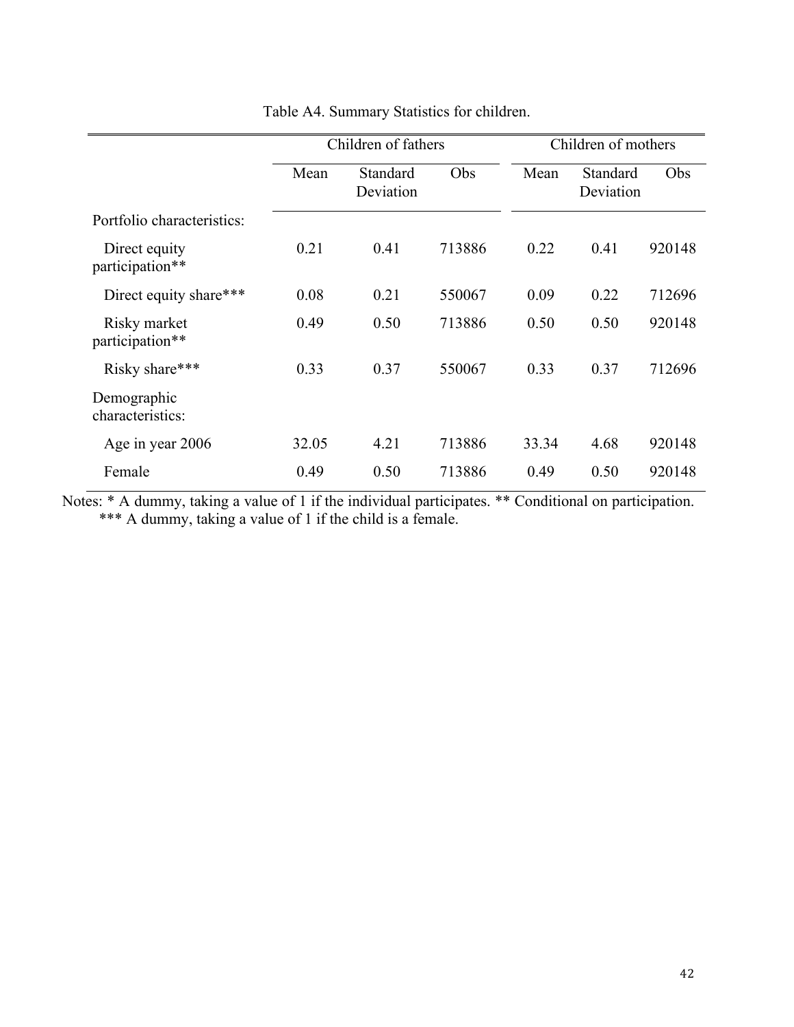Table A4. Summary Statistics for children.

| | Children of fathers | | | Children of mothers | | |
|---|---|---|---|---|---|---|
| | Mean | Standard Deviation | Obs | Mean | Standard Deviation | Obs |
| Portfolio characteristics: | | | | | | |
| Direct equity participation** | 0.21 | 0.41 | 713886 | 0.22 | 0.41 | 920148 |
| Direct equity share*** | 0.08 | 0.21 | 550067 | 0.09 | 0.22 | 712696 |
| Risky market participation** | 0.49 | 0.50 | 713886 | 0.50 | 0.50 | 920148 |
| Risky share*** | 0.33 | 0.37 | 550067 | 0.33 | 0.37 | 712696 |
| Demographic characteristics: | | | | | | |
| Age in year 2006 | 32.05 | 4.21 | 713886 | 33.34 | 4.68 | 920148 |
| Female | 0.49 | 0.50 | 713886 | 0.49 | 0.50 | 920148 |

Notes: * A dummy, taking a value of 1 if the individual participates. ** Conditional on participation. *** A dummy, taking a value of 1 if the child is a female.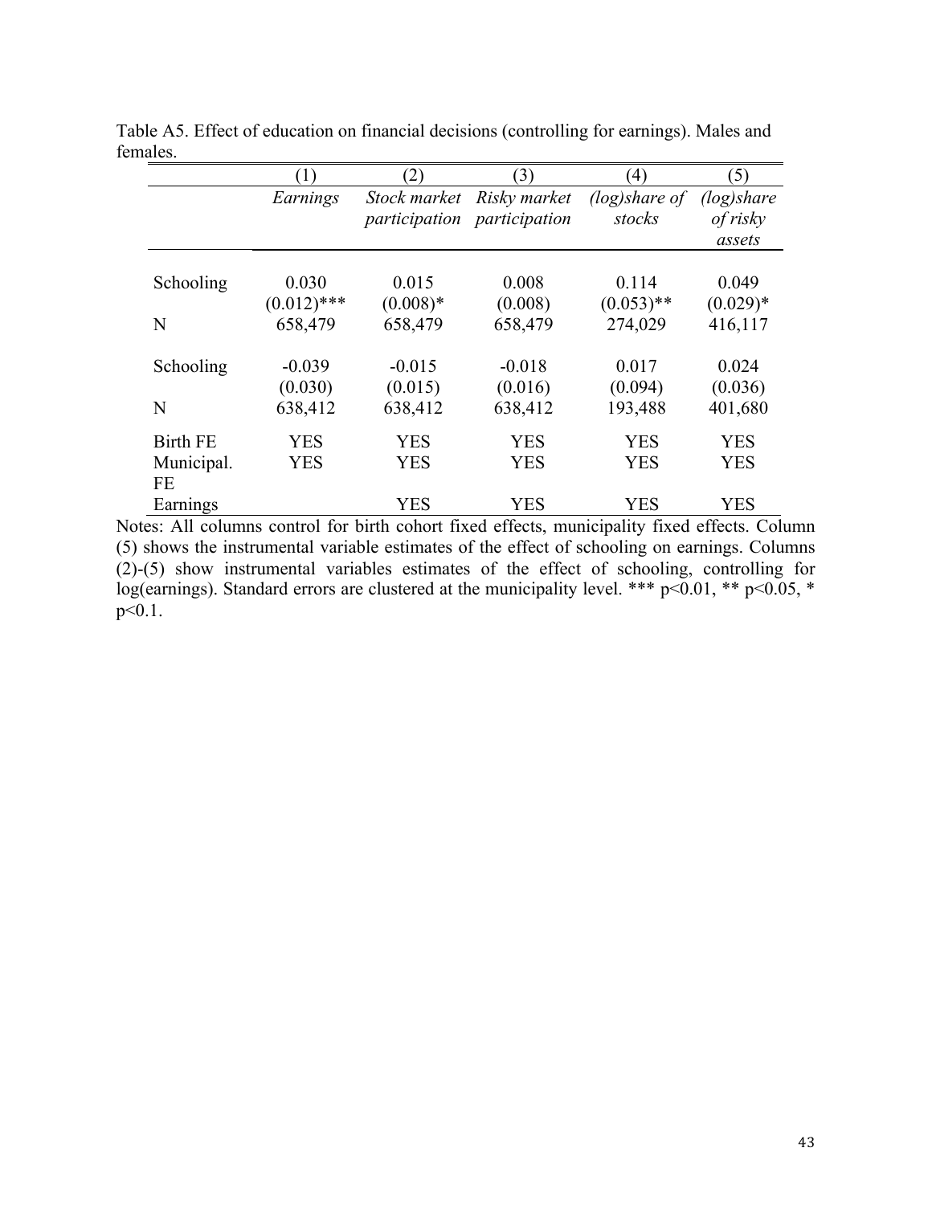Table A5. Effect of education on financial decisions (controlling for earnings). Males and females.

| | (1) | (2) | (3) | (4) | (5) |
|---|---|---|---|---|---|
| | *Earnings* | *Stock market participation* | *Risky market participation* | *(log)share of stocks* | *(log)share of risky assets* |
| Schooling | 0.030 | 0.015 | 0.008 | 0.114 | 0.049 |
| | (0.012)*** | (0.008)* | (0.008) | (0.053)** | (0.029)* |
| N | 658,479 | 658,479 | 658,479 | 274,029 | 416,117 |
| Schooling | -0.039 | -0.015 | -0.018 | 0.017 | 0.024 |
| | (0.030) | (0.015) | (0.016) | (0.094) | (0.036) |
| N | 638,412 | 638,412 | 638,412 | 193,488 | 401,680 |
| Birth FE | YES | YES | YES | YES | YES |
| Municipal. FE | YES | YES | YES | YES | YES |
| Earnings | | YES | YES | YES | YES |

Notes: All columns control for birth cohort fixed effects, municipality fixed effects. Column (5) shows the instrumental variable estimates of the effect of schooling on earnings. Columns (2)-(5) show instrumental variables estimates of the effect of schooling, controlling for log(earnings). Standard errors are clustered at the municipality level. *** $p<0.01$, ** $p<0.05$, * $p<0.1$.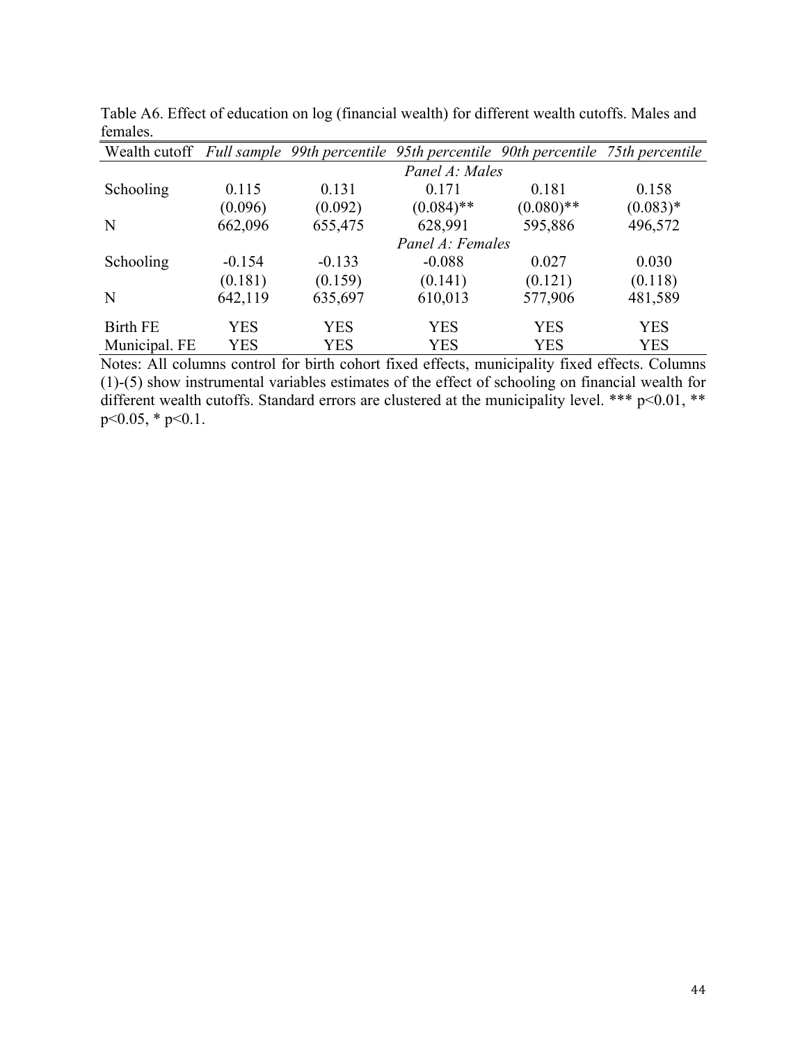Table A6. Effect of education on log (financial wealth) for different wealth cutoffs. Males and females.

| Wealth cutoff | *Full sample* | *99th percentile* | *95th percentile* | *90th percentile* | *75th percentile* |
|---|---|---|---|---|---|
| | | | *Panel A: Males* | | |
| Schooling | 0.115 | 0.131 | 0.171 | 0.181 | 0.158 |
| | (0.096) | (0.092) | (0.084)** | (0.080)** | (0.083)* |
| N | 662,096 | 655,475 | 628,991 | 595,886 | 496,572 |
| | | | *Panel A: Females* | | |
| Schooling | -0.154 | -0.133 | -0.088 | 0.027 | 0.030 |
| | (0.181) | (0.159) | (0.141) | (0.121) | (0.118) |
| N | 642,119 | 635,697 | 610,013 | 577,906 | 481,589 |
| Birth FE | YES | YES | YES | YES | YES |
| Municipal. FE | YES | YES | YES | YES | YES |

Notes: All columns control for birth cohort fixed effects, municipality fixed effects. Columns (1)-(5) show instrumental variables estimates of the effect of schooling on financial wealth for different wealth cutoffs. Standard errors are clustered at the municipality level. *** p<0.01, ** p<0.05, * p<0.1.